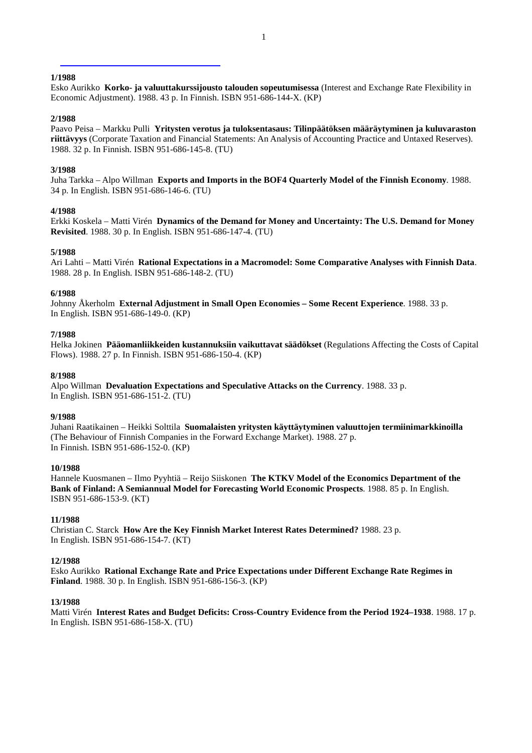**1/1988**
Esko Aurikko **Korko- ja valuuttakurssijousto talouden sopeutumisessa** (Interest and Exchange Rate Flexibility in Economic Adjustment). 1988. 43 p. In Finnish. ISBN 951-686-144-X. (KP)

**2/1988**
Paavo Peisa – Markku Pulli **Yritysten verotus ja tuloksentasaus: Tilinpäätöksen määräytyminen ja kuluvaraston riittävyys** (Corporate Taxation and Financial Statements: An Analysis of Accounting Practice and Untaxed Reserves). 1988. 32 p. In Finnish. ISBN 951-686-145-8. (TU)

**3/1988**
Juha Tarkka – Alpo Willman **Exports and Imports in the BOF4 Quarterly Model of the Finnish Economy**. 1988. 34 p. In English. ISBN 951-686-146-6. (TU)

**4/1988**
Erkki Koskela – Matti Virén **Dynamics of the Demand for Money and Uncertainty: The U.S. Demand for Money Revisited**. 1988. 30 p. In English. ISBN 951-686-147-4. (TU)

**5/1988**
Ari Lahti – Matti Virén **Rational Expectations in a Macromodel: Some Comparative Analyses with Finnish Data**. 1988. 28 p. In English. ISBN 951-686-148-2. (TU)

**6/1988**
Johnny Åkerholm **External Adjustment in Small Open Economies – Some Recent Experience**. 1988. 33 p. In English. ISBN 951-686-149-0. (KP)

**7/1988**
Helka Jokinen **Pääomanliikkeiden kustannuksiin vaikuttavat säädökset** (Regulations Affecting the Costs of Capital Flows). 1988. 27 p. In Finnish. ISBN 951-686-150-4. (KP)

**8/1988**
Alpo Willman **Devaluation Expectations and Speculative Attacks on the Currency**. 1988. 33 p. In English. ISBN 951-686-151-2. (TU)

**9/1988**
Juhani Raatikainen – Heikki Solttila **Suomalaisten yritysten käyttäytyminen valuuttojen termiinimarkkinoilla** (The Behaviour of Finnish Companies in the Forward Exchange Market). 1988. 27 p. In Finnish. ISBN 951-686-152-0. (KP)

**10/1988**
Hannele Kuosmanen – Ilmo Pyyhtiä – Reijo Siiskonen **The KTKV Model of the Economics Department of the Bank of Finland: A Semiannual Model for Forecasting World Economic Prospects**. 1988. 85 p. In English. ISBN 951-686-153-9. (KT)

**11/1988**
Christian C. Starck **How Are the Key Finnish Market Interest Rates Determined?** 1988. 23 p. In English. ISBN 951-686-154-7. (KT)

**12/1988**
Esko Aurikko **Rational Exchange Rate and Price Expectations under Different Exchange Rate Regimes in Finland**. 1988. 30 p. In English. ISBN 951-686-156-3. (KP)

**13/1988**
Matti Virén **Interest Rates and Budget Deficits: Cross-Country Evidence from the Period 1924–1938**. 1988. 17 p. In English. ISBN 951-686-158-X. (TU)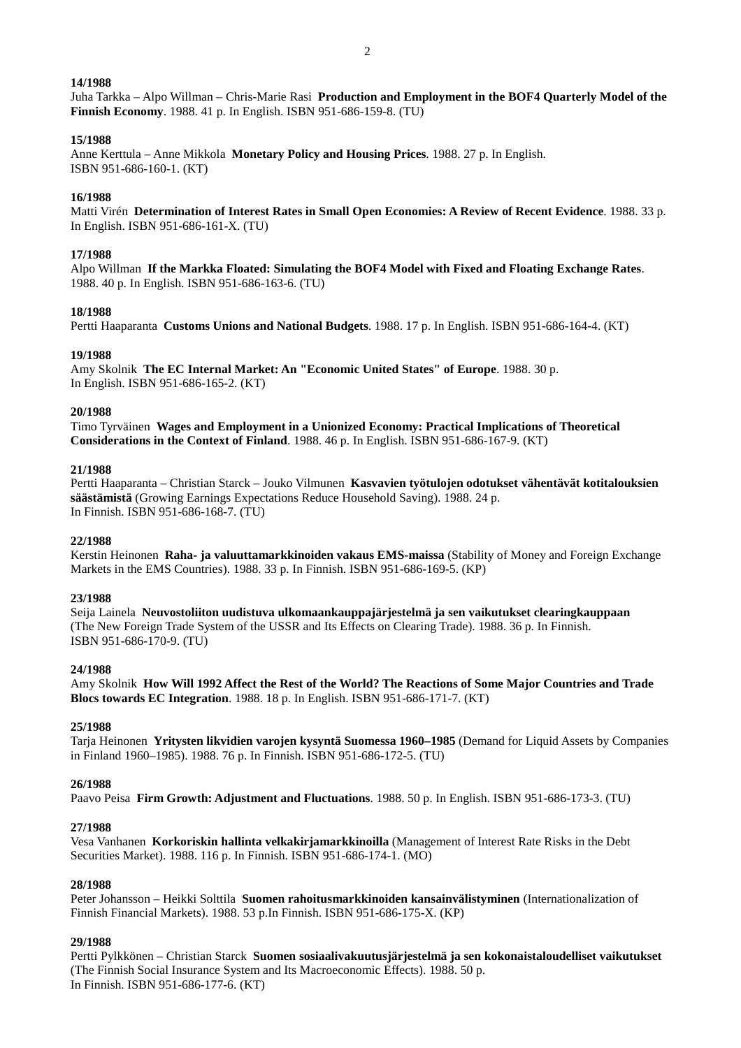**14/1988**
Juha Tarkka – Alpo Willman – Chris-Marie Rasi **Production and Employment in the BOF4 Quarterly Model of the Finnish Economy**. 1988. 41 p. In English. ISBN 951-686-159-8. (TU)

**15/1988**
Anne Kerttula – Anne Mikkola **Monetary Policy and Housing Prices**. 1988. 27 p. In English. ISBN 951-686-160-1. (KT)

**16/1988**
Matti Virén **Determination of Interest Rates in Small Open Economies: A Review of Recent Evidence**. 1988. 33 p. In English. ISBN 951-686-161-X. (TU)

**17/1988**
Alpo Willman **If the Markka Floated: Simulating the BOF4 Model with Fixed and Floating Exchange Rates**. 1988. 40 p. In English. ISBN 951-686-163-6. (TU)

**18/1988**
Pertti Haaparanta **Customs Unions and National Budgets**. 1988. 17 p. In English. ISBN 951-686-164-4. (KT)

**19/1988**
Amy Skolnik **The EC Internal Market: An "Economic United States" of Europe**. 1988. 30 p. In English. ISBN 951-686-165-2. (KT)

**20/1988**
Timo Tyrväinen **Wages and Employment in a Unionized Economy: Practical Implications of Theoretical Considerations in the Context of Finland**. 1988. 46 p. In English. ISBN 951-686-167-9. (KT)

**21/1988**
Pertti Haaparanta – Christian Starck – Jouko Vilmunen **Kasvavien työtulojen odotukset vähentävät kotitalouksien säästämistä** (Growing Earnings Expectations Reduce Household Saving). 1988. 24 p. In Finnish. ISBN 951-686-168-7. (TU)

**22/1988**
Kerstin Heinonen **Raha- ja valuuttamarkkinoiden vakaus EMS-maissa** (Stability of Money and Foreign Exchange Markets in the EMS Countries). 1988. 33 p. In Finnish. ISBN 951-686-169-5. (KP)

**23/1988**
Seija Lainela **Neuvostoliiton uudistuva ulkomaankauppajärjestelmä ja sen vaikutukset clearingkauppaan** (The New Foreign Trade System of the USSR and Its Effects on Clearing Trade). 1988. 36 p. In Finnish. ISBN 951-686-170-9. (TU)

**24/1988**
Amy Skolnik **How Will 1992 Affect the Rest of the World? The Reactions of Some Major Countries and Trade Blocs towards EC Integration**. 1988. 18 p. In English. ISBN 951-686-171-7. (KT)

**25/1988**
Tarja Heinonen **Yritysten likvidien varojen kysyntä Suomessa 1960–1985** (Demand for Liquid Assets by Companies in Finland 1960–1985). 1988. 76 p. In Finnish. ISBN 951-686-172-5. (TU)

**26/1988**
Paavo Peisa **Firm Growth: Adjustment and Fluctuations**. 1988. 50 p. In English. ISBN 951-686-173-3. (TU)

**27/1988**
Vesa Vanhanen **Korkoriskin hallinta velkakirjamarkkinoilla** (Management of Interest Rate Risks in the Debt Securities Market). 1988. 116 p. In Finnish. ISBN 951-686-174-1. (MO)

**28/1988**
Peter Johansson – Heikki Solttila **Suomen rahoitusmarkkinoiden kansainvälistyminen** (Internationalization of Finnish Financial Markets). 1988. 53 p.In Finnish. ISBN 951-686-175-X. (KP)

**29/1988**
Pertti Pylkkönen – Christian Starck **Suomen sosiaalivakuutusjärjestelmä ja sen kokonaistaloudelliset vaikutukset** (The Finnish Social Insurance System and Its Macroeconomic Effects). 1988. 50 p. In Finnish. ISBN 951-686-177-6. (KT)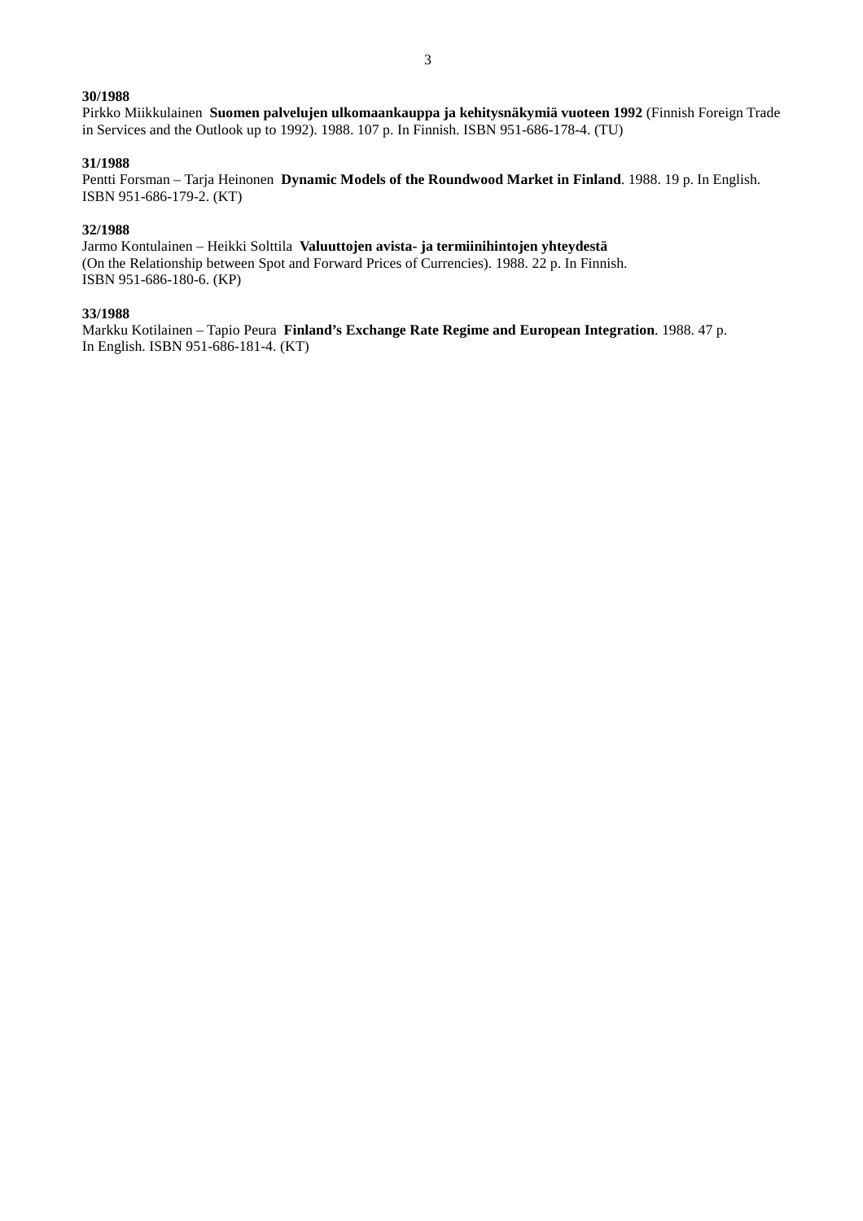**30/1988**
Pirkko Miikkulainen **Suomen palvelujen ulkomaankauppa ja kehitysnäkymiä vuoteen 1992** (Finnish Foreign Trade in Services and the Outlook up to 1992). 1988. 107 p. In Finnish. ISBN 951-686-178-4. (TU)

**31/1988**
Pentti Forsman – Tarja Heinonen **Dynamic Models of the Roundwood Market in Finland**. 1988. 19 p. In English. ISBN 951-686-179-2. (KT)

**32/1988**
Jarmo Kontulainen – Heikki Solttila **Valuuttojen avista- ja termiinihintojen yhteydestä** (On the Relationship between Spot and Forward Prices of Currencies). 1988. 22 p. In Finnish. ISBN 951-686-180-6. (KP)

**33/1988**
Markku Kotilainen – Tapio Peura **Finland's Exchange Rate Regime and European Integration**. 1988. 47 p. In English. ISBN 951-686-181-4. (KT)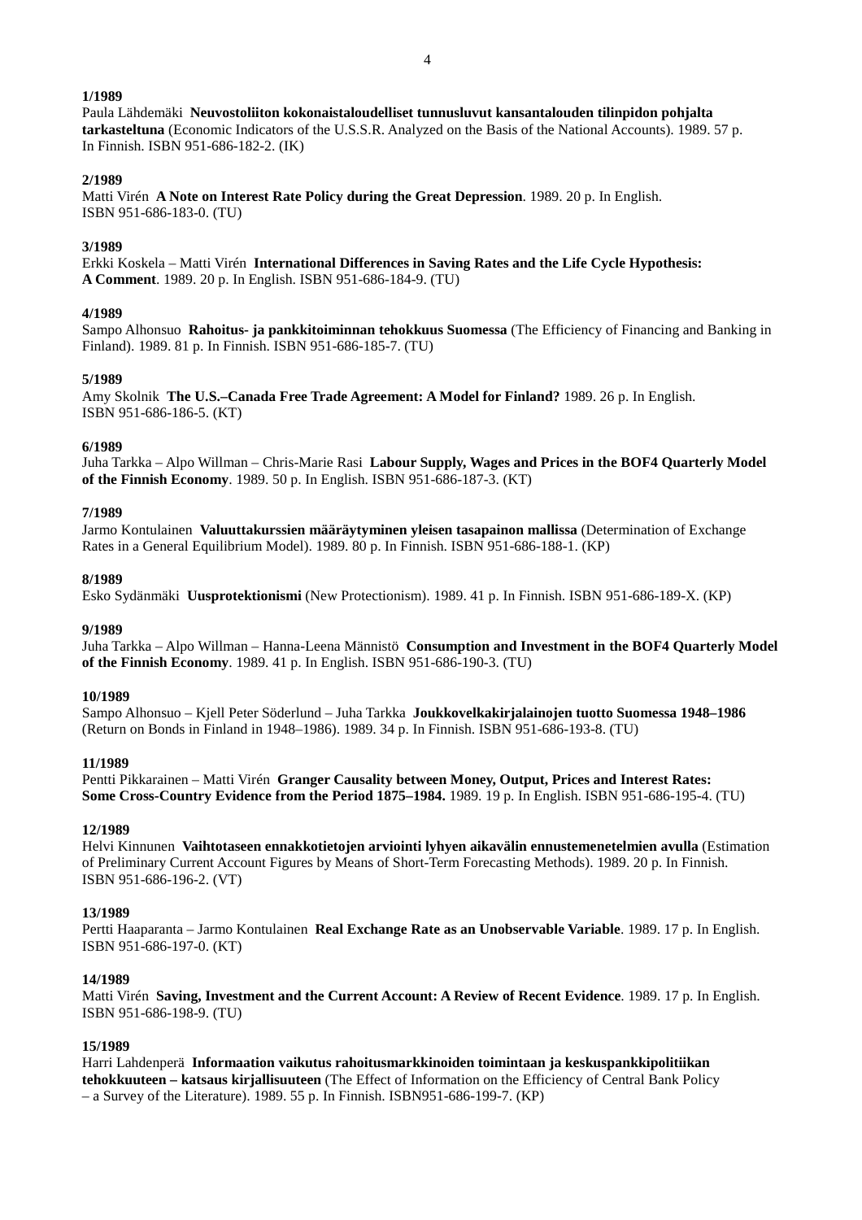**1/1989**
Paula Lähdemäki **Neuvostoliiton kokonaistaloudelliset tunnusluvut kansantalouden tilinpidon pohjalta tarkasteltuna** (Economic Indicators of the U.S.S.R. Analyzed on the Basis of the National Accounts). 1989. 57 p. In Finnish. ISBN 951-686-182-2. (IK)

**2/1989**
Matti Virén **A Note on Interest Rate Policy during the Great Depression**. 1989. 20 p. In English. ISBN 951-686-183-0. (TU)

**3/1989**
Erkki Koskela – Matti Virén **International Differences in Saving Rates and the Life Cycle Hypothesis: A Comment**. 1989. 20 p. In English. ISBN 951-686-184-9. (TU)

**4/1989**
Sampo Alhonsuo **Rahoitus- ja pankkitoiminnan tehokkuus Suomessa** (The Efficiency of Financing and Banking in Finland). 1989. 81 p. In Finnish. ISBN 951-686-185-7. (TU)

**5/1989**
Amy Skolnik **The U.S.–Canada Free Trade Agreement: A Model for Finland?** 1989. 26 p. In English. ISBN 951-686-186-5. (KT)

**6/1989**
Juha Tarkka – Alpo Willman – Chris-Marie Rasi **Labour Supply, Wages and Prices in the BOF4 Quarterly Model of the Finnish Economy**. 1989. 50 p. In English. ISBN 951-686-187-3. (KT)

**7/1989**
Jarmo Kontulainen **Valuuttakurssien määräytyminen yleisen tasapainon mallissa** (Determination of Exchange Rates in a General Equilibrium Model). 1989. 80 p. In Finnish. ISBN 951-686-188-1. (KP)

**8/1989**
Esko Sydänmäki **Uusprotektionismi** (New Protectionism). 1989. 41 p. In Finnish. ISBN 951-686-189-X. (KP)

**9/1989**
Juha Tarkka – Alpo Willman – Hanna-Leena Männistö **Consumption and Investment in the BOF4 Quarterly Model of the Finnish Economy**. 1989. 41 p. In English. ISBN 951-686-190-3. (TU)

**10/1989**
Sampo Alhonsuo – Kjell Peter Söderlund – Juha Tarkka **Joukkovelkakirjalainojen tuotto Suomessa 1948–1986** (Return on Bonds in Finland in 1948–1986). 1989. 34 p. In Finnish. ISBN 951-686-193-8. (TU)

**11/1989**
Pentti Pikkarainen – Matti Virén **Granger Causality between Money, Output, Prices and Interest Rates: Some Cross-Country Evidence from the Period 1875–1984.** 1989. 19 p. In English. ISBN 951-686-195-4. (TU)

**12/1989**
Helvi Kinnunen **Vaihtotaseen ennakkotietojen arviointi lyhyen aikavälin ennustemenetelmien avulla** (Estimation of Preliminary Current Account Figures by Means of Short-Term Forecasting Methods). 1989. 20 p. In Finnish. ISBN 951-686-196-2. (VT)

**13/1989**
Pertti Haaparanta – Jarmo Kontulainen **Real Exchange Rate as an Unobservable Variable**. 1989. 17 p. In English. ISBN 951-686-197-0. (KT)

**14/1989**
Matti Virén **Saving, Investment and the Current Account: A Review of Recent Evidence**. 1989. 17 p. In English. ISBN 951-686-198-9. (TU)

**15/1989**
Harri Lahdenperä **Informaation vaikutus rahoitusmarkkinoiden toimintaan ja keskuspankkipolitiikan tehokkuuteen – katsaus kirjallisuuteen** (The Effect of Information on the Efficiency of Central Bank Policy – a Survey of the Literature). 1989. 55 p. In Finnish. ISBN951-686-199-7. (KP)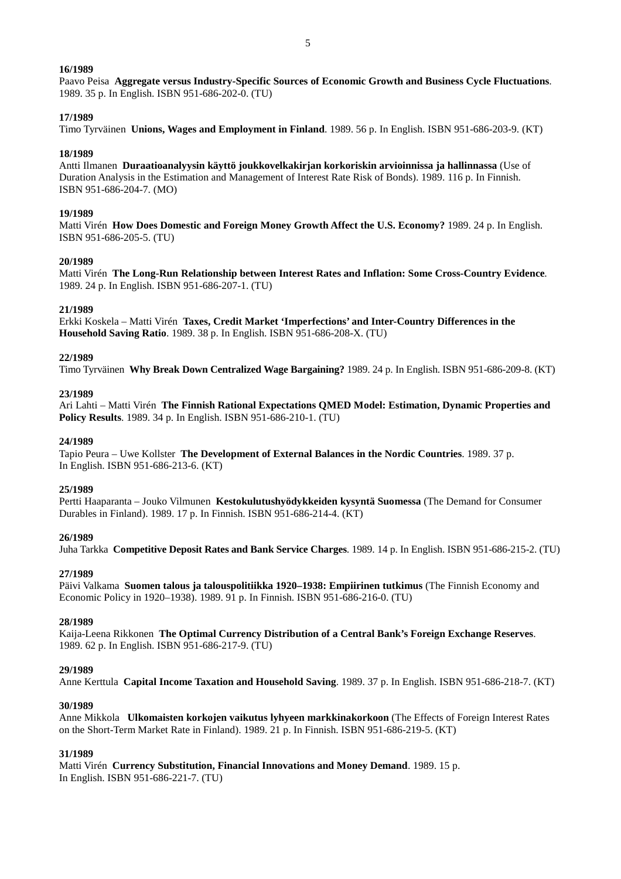**16/1989**
Paavo Peisa **Aggregate versus Industry-Specific Sources of Economic Growth and Business Cycle Fluctuations**. 1989. 35 p. In English. ISBN 951-686-202-0. (TU)

**17/1989**
Timo Tyrväinen **Unions, Wages and Employment in Finland**. 1989. 56 p. In English. ISBN 951-686-203-9. (KT)

**18/1989**
Antti Ilmanen **Duraatioanalyysin käyttö joukkovelkakirjan korkoriskin arvioinnissa ja hallinnassa** (Use of Duration Analysis in the Estimation and Management of Interest Rate Risk of Bonds). 1989. 116 p. In Finnish. ISBN 951-686-204-7. (MO)

**19/1989**
Matti Virén **How Does Domestic and Foreign Money Growth Affect the U.S. Economy?** 1989. 24 p. In English. ISBN 951-686-205-5. (TU)

**20/1989**
Matti Virén **The Long-Run Relationship between Interest Rates and Inflation: Some Cross-Country Evidence**. 1989. 24 p. In English. ISBN 951-686-207-1. (TU)

**21/1989**
Erkki Koskela – Matti Virén **Taxes, Credit Market 'Imperfections' and Inter-Country Differences in the Household Saving Ratio**. 1989. 38 p. In English. ISBN 951-686-208-X. (TU)

**22/1989**
Timo Tyrväinen **Why Break Down Centralized Wage Bargaining?** 1989. 24 p. In English. ISBN 951-686-209-8. (KT)

**23/1989**
Ari Lahti – Matti Virén **The Finnish Rational Expectations QMED Model: Estimation, Dynamic Properties and Policy Results**. 1989. 34 p. In English. ISBN 951-686-210-1. (TU)

**24/1989**
Tapio Peura – Uwe Kollster **The Development of External Balances in the Nordic Countries**. 1989. 37 p. In English. ISBN 951-686-213-6. (KT)

**25/1989**
Pertti Haaparanta – Jouko Vilmunen **Kestokulutushyödykkeiden kysyntä Suomessa** (The Demand for Consumer Durables in Finland). 1989. 17 p. In Finnish. ISBN 951-686-214-4. (KT)

**26/1989**
Juha Tarkka **Competitive Deposit Rates and Bank Service Charges**. 1989. 14 p. In English. ISBN 951-686-215-2. (TU)

**27/1989**
Päivi Valkama **Suomen talous ja talouspolitiikka 1920–1938: Empiirinen tutkimus** (The Finnish Economy and Economic Policy in 1920–1938). 1989. 91 p. In Finnish. ISBN 951-686-216-0. (TU)

**28/1989**
Kaija-Leena Rikkonen **The Optimal Currency Distribution of a Central Bank's Foreign Exchange Reserves**. 1989. 62 p. In English. ISBN 951-686-217-9. (TU)

**29/1989**
Anne Kerttula **Capital Income Taxation and Household Saving**. 1989. 37 p. In English. ISBN 951-686-218-7. (KT)

**30/1989**
Anne Mikkola **Ulkomaisten korkojen vaikutus lyhyeen markkinakorkoon** (The Effects of Foreign Interest Rates on the Short-Term Market Rate in Finland). 1989. 21 p. In Finnish. ISBN 951-686-219-5. (KT)

**31/1989**
Matti Virén **Currency Substitution, Financial Innovations and Money Demand**. 1989. 15 p. In English. ISBN 951-686-221-7. (TU)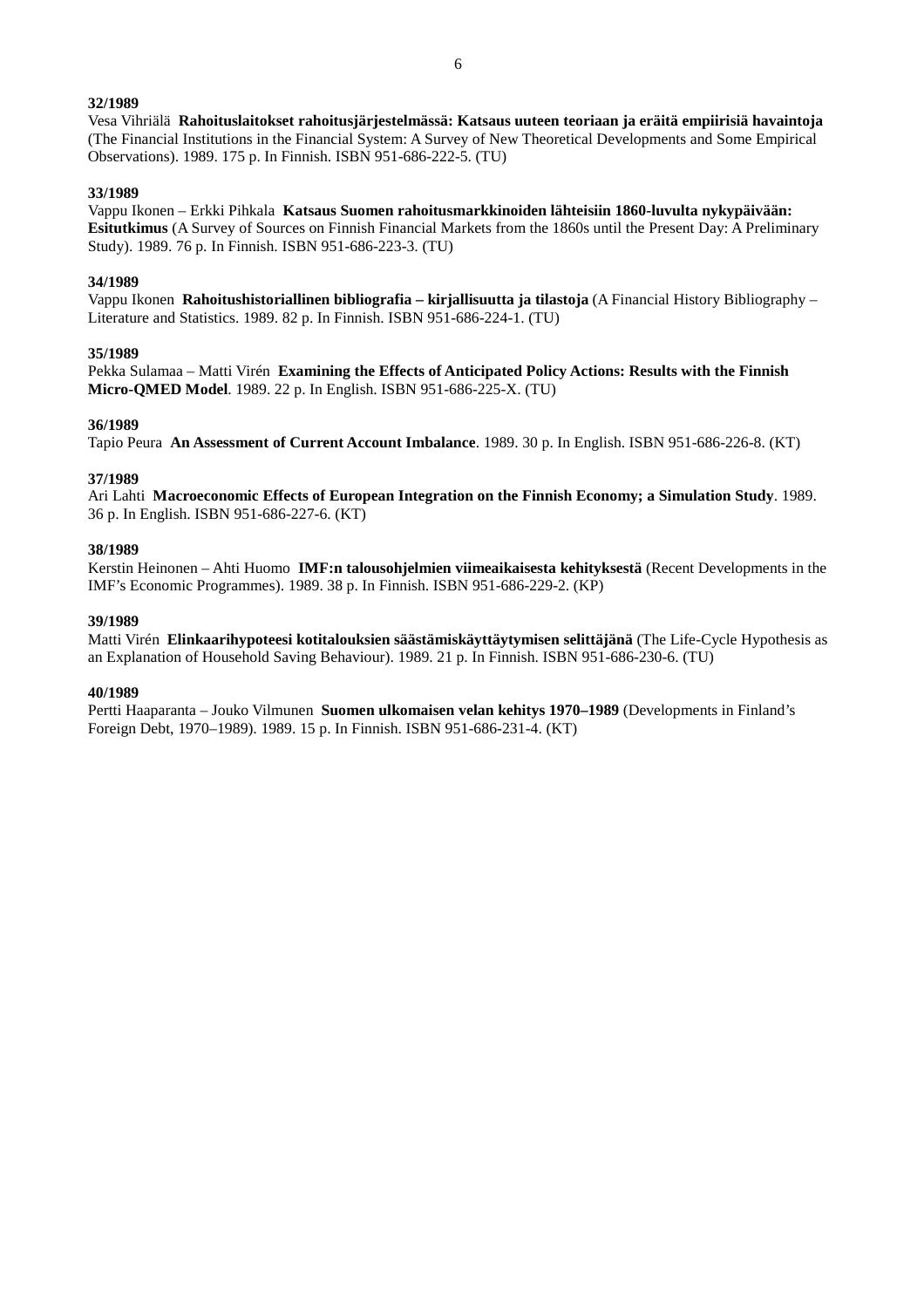**32/1989**
Vesa Vihriälä **Rahoituslaitokset rahoitusjärjestelmässä: Katsaus uuteen teoriaan ja eräitä empiirisiä havaintoja** (The Financial Institutions in the Financial System: A Survey of New Theoretical Developments and Some Empirical Observations). 1989. 175 p. In Finnish. ISBN 951-686-222-5. (TU)

**33/1989**
Vappu Ikonen – Erkki Pihkala **Katsaus Suomen rahoitusmarkkinoiden lähteisiin 1860-luvulta nykypäivään: Esitutkimus** (A Survey of Sources on Finnish Financial Markets from the 1860s until the Present Day: A Preliminary Study). 1989. 76 p. In Finnish. ISBN 951-686-223-3. (TU)

**34/1989**
Vappu Ikonen **Rahoitushistoriallinen bibliografia – kirjallisuutta ja tilastoja** (A Financial History Bibliography – Literature and Statistics. 1989. 82 p. In Finnish. ISBN 951-686-224-1. (TU)

**35/1989**
Pekka Sulamaa – Matti Virén **Examining the Effects of Anticipated Policy Actions: Results with the Finnish Micro-QMED Model**. 1989. 22 p. In English. ISBN 951-686-225-X. (TU)

**36/1989**
Tapio Peura **An Assessment of Current Account Imbalance**. 1989. 30 p. In English. ISBN 951-686-226-8. (KT)

**37/1989**
Ari Lahti **Macroeconomic Effects of European Integration on the Finnish Economy; a Simulation Study**. 1989. 36 p. In English. ISBN 951-686-227-6. (KT)

**38/1989**
Kerstin Heinonen – Ahti Huomo **IMF:n talousohjelmien viimeaikaisesta kehityksestä** (Recent Developments in the IMF's Economic Programmes). 1989. 38 p. In Finnish. ISBN 951-686-229-2. (KP)

**39/1989**
Matti Virén **Elinkaarihypoteesi kotitalouksien säästämiskäyttäytymisen selittäjänä** (The Life-Cycle Hypothesis as an Explanation of Household Saving Behaviour). 1989. 21 p. In Finnish. ISBN 951-686-230-6. (TU)

**40/1989**
Pertti Haaparanta – Jouko Vilmunen **Suomen ulkomaisen velan kehitys 1970–1989** (Developments in Finland's Foreign Debt, 1970–1989). 1989. 15 p. In Finnish. ISBN 951-686-231-4. (KT)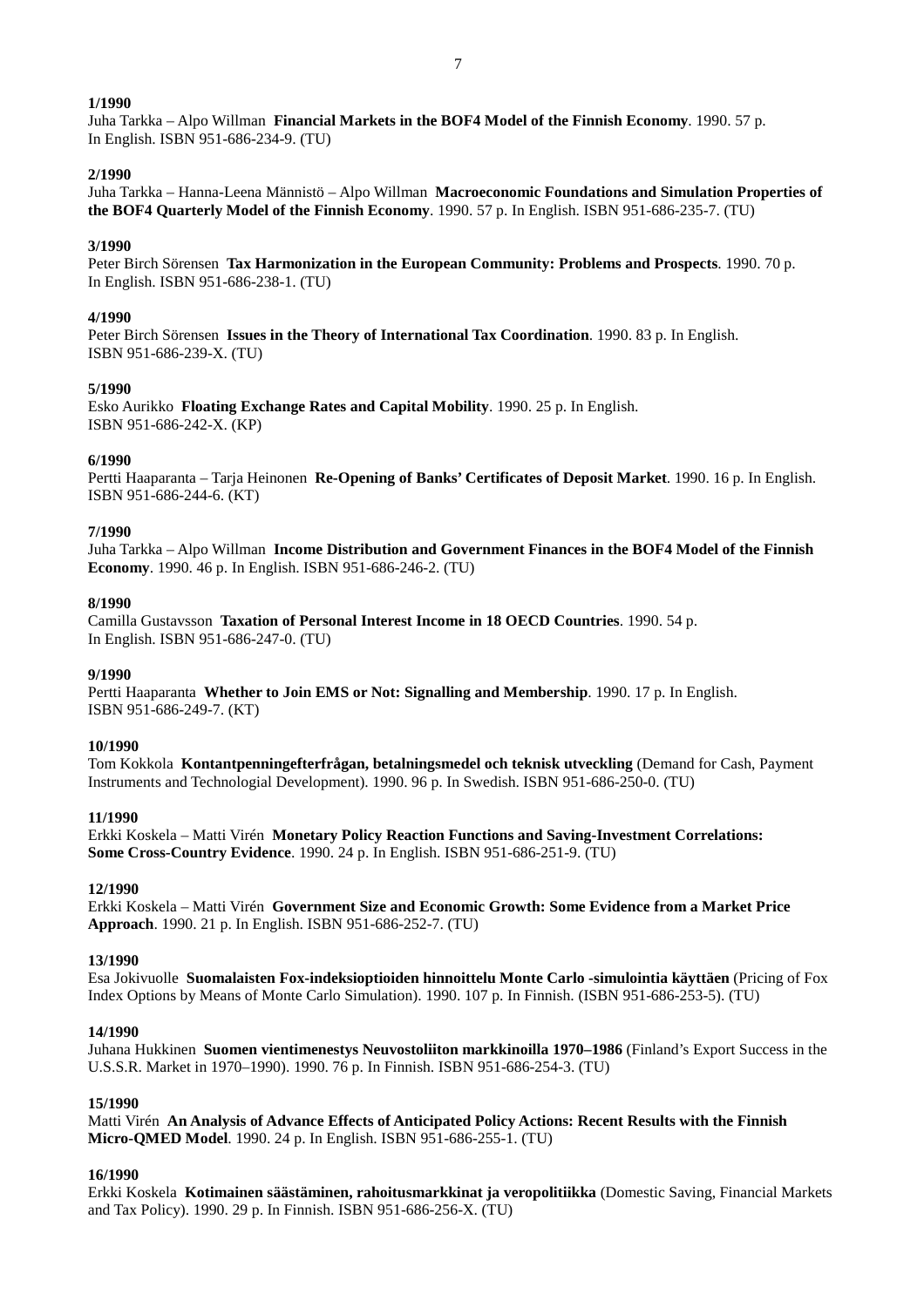**1/1990**
Juha Tarkka – Alpo Willman **Financial Markets in the BOF4 Model of the Finnish Economy**. 1990. 57 p. In English. ISBN 951-686-234-9. (TU)

**2/1990**
Juha Tarkka – Hanna-Leena Männistö – Alpo Willman **Macroeconomic Foundations and Simulation Properties of the BOF4 Quarterly Model of the Finnish Economy**. 1990. 57 p. In English. ISBN 951-686-235-7. (TU)

**3/1990**
Peter Birch Sörensen **Tax Harmonization in the European Community: Problems and Prospects**. 1990. 70 p. In English. ISBN 951-686-238-1. (TU)

**4/1990**
Peter Birch Sörensen **Issues in the Theory of International Tax Coordination**. 1990. 83 p. In English. ISBN 951-686-239-X. (TU)

**5/1990**
Esko Aurikko **Floating Exchange Rates and Capital Mobility**. 1990. 25 p. In English. ISBN 951-686-242-X. (KP)

**6/1990**
Pertti Haaparanta – Tarja Heinonen **Re-Opening of Banks' Certificates of Deposit Market**. 1990. 16 p. In English. ISBN 951-686-244-6. (KT)

**7/1990**
Juha Tarkka – Alpo Willman **Income Distribution and Government Finances in the BOF4 Model of the Finnish Economy**. 1990. 46 p. In English. ISBN 951-686-246-2. (TU)

**8/1990**
Camilla Gustavsson **Taxation of Personal Interest Income in 18 OECD Countries**. 1990. 54 p. In English. ISBN 951-686-247-0. (TU)

**9/1990**
Pertti Haaparanta **Whether to Join EMS or Not: Signalling and Membership**. 1990. 17 p. In English. ISBN 951-686-249-7. (KT)

**10/1990**
Tom Kokkola **Kontantpenningefterfrågan, betalningsmedel och teknisk utveckling** (Demand for Cash, Payment Instruments and Technologial Development). 1990. 96 p. In Swedish. ISBN 951-686-250-0. (TU)

**11/1990**
Erkki Koskela – Matti Virén **Monetary Policy Reaction Functions and Saving-Investment Correlations: Some Cross-Country Evidence**. 1990. 24 p. In English. ISBN 951-686-251-9. (TU)

**12/1990**
Erkki Koskela – Matti Virén **Government Size and Economic Growth: Some Evidence from a Market Price Approach**. 1990. 21 p. In English. ISBN 951-686-252-7. (TU)

**13/1990**
Esa Jokivuolle **Suomalaisten Fox-indeksioptioiden hinnoittelu Monte Carlo -simulointia käyttäen** (Pricing of Fox Index Options by Means of Monte Carlo Simulation). 1990. 107 p. In Finnish. (ISBN 951-686-253-5). (TU)

**14/1990**
Juhana Hukkinen **Suomen vientimenestys Neuvostoliiton markkinoilla 1970–1986** (Finland's Export Success in the U.S.S.R. Market in 1970–1990). 1990. 76 p. In Finnish. ISBN 951-686-254-3. (TU)

**15/1990**
Matti Virén **An Analysis of Advance Effects of Anticipated Policy Actions: Recent Results with the Finnish Micro-QMED Model**. 1990. 24 p. In English. ISBN 951-686-255-1. (TU)

**16/1990**
Erkki Koskela **Kotimainen säästäminen, rahoitusmarkkinat ja veropolitiikka** (Domestic Saving, Financial Markets and Tax Policy). 1990. 29 p. In Finnish. ISBN 951-686-256-X. (TU)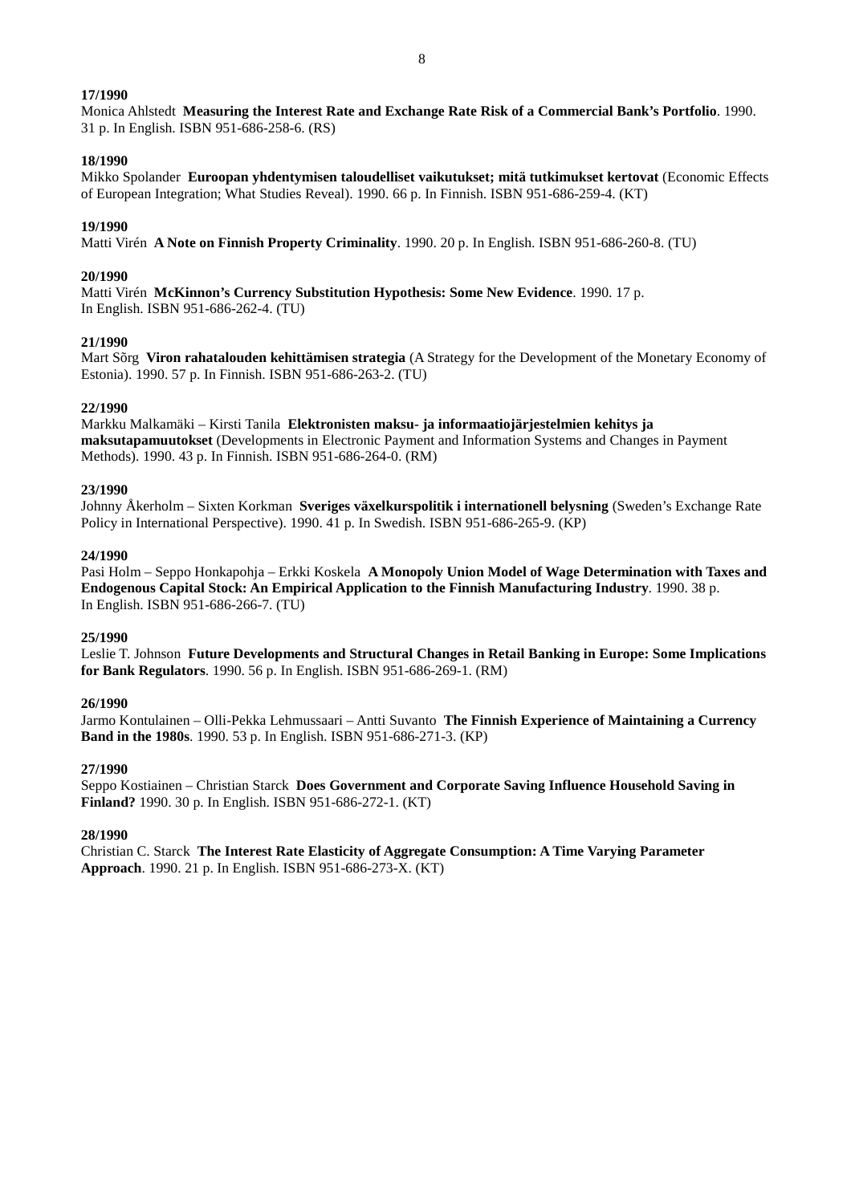**17/1990**
Monica Ahlstedt **Measuring the Interest Rate and Exchange Rate Risk of a Commercial Bank's Portfolio**. 1990. 31 p. In English. ISBN 951-686-258-6. (RS)

**18/1990**
Mikko Spolander **Euroopan yhdentymisen taloudelliset vaikutukset; mitä tutkimukset kertovat** (Economic Effects of European Integration; What Studies Reveal). 1990. 66 p. In Finnish. ISBN 951-686-259-4. (KT)

**19/1990**
Matti Virén **A Note on Finnish Property Criminality**. 1990. 20 p. In English. ISBN 951-686-260-8. (TU)

**20/1990**
Matti Virén **McKinnon's Currency Substitution Hypothesis: Some New Evidence**. 1990. 17 p. In English. ISBN 951-686-262-4. (TU)

**21/1990**
Mart Sõrg **Viron rahatalouden kehittämisen strategia** (A Strategy for the Development of the Monetary Economy of Estonia). 1990. 57 p. In Finnish. ISBN 951-686-263-2. (TU)

**22/1990**
Markku Malkamäki – Kirsti Tanila **Elektronisten maksu- ja informaatiojärjestelmien kehitys ja maksutapamuutokset** (Developments in Electronic Payment and Information Systems and Changes in Payment Methods). 1990. 43 p. In Finnish. ISBN 951-686-264-0. (RM)

**23/1990**
Johnny Åkerholm – Sixten Korkman **Sveriges växelkurspolitik i internationell belysning** (Sweden's Exchange Rate Policy in International Perspective). 1990. 41 p. In Swedish. ISBN 951-686-265-9. (KP)

**24/1990**
Pasi Holm – Seppo Honkapohja – Erkki Koskela **A Monopoly Union Model of Wage Determination with Taxes and Endogenous Capital Stock: An Empirical Application to the Finnish Manufacturing Industry**. 1990. 38 p. In English. ISBN 951-686-266-7. (TU)

**25/1990**
Leslie T. Johnson **Future Developments and Structural Changes in Retail Banking in Europe: Some Implications for Bank Regulators**. 1990. 56 p. In English. ISBN 951-686-269-1. (RM)

**26/1990**
Jarmo Kontulainen – Olli-Pekka Lehmussaari – Antti Suvanto **The Finnish Experience of Maintaining a Currency Band in the 1980s**. 1990. 53 p. In English. ISBN 951-686-271-3. (KP)

**27/1990**
Seppo Kostiainen – Christian Starck **Does Government and Corporate Saving Influence Household Saving in Finland?** 1990. 30 p. In English. ISBN 951-686-272-1. (KT)

**28/1990**
Christian C. Starck **The Interest Rate Elasticity of Aggregate Consumption: A Time Varying Parameter Approach**. 1990. 21 p. In English. ISBN 951-686-273-X. (KT)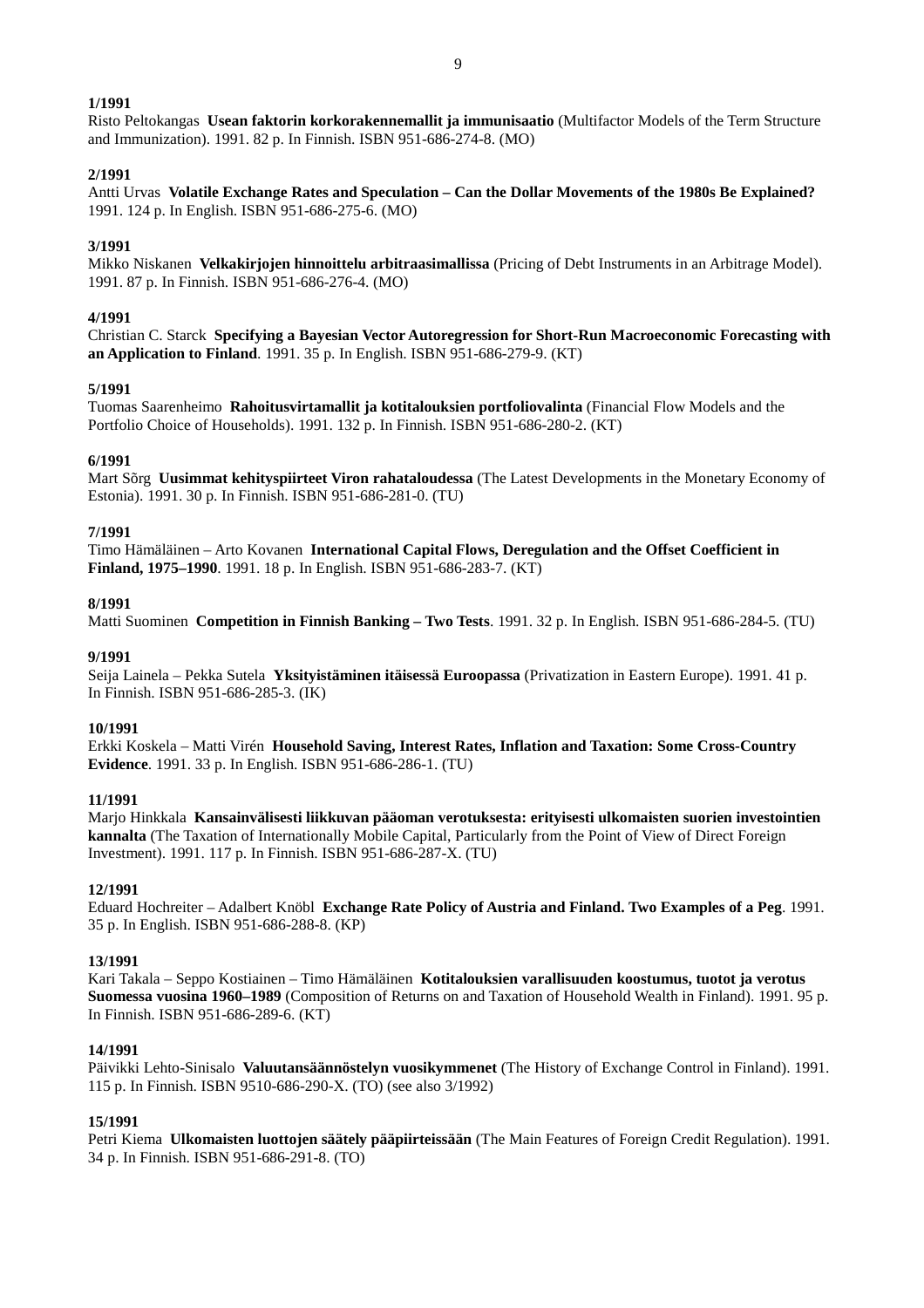**1/1991**
Risto Peltokangas **Usean faktorin korkorakennemallit ja immunisaatio** (Multifactor Models of the Term Structure and Immunization). 1991. 82 p. In Finnish. ISBN 951-686-274-8. (MO)

**2/1991**
Antti Urvas **Volatile Exchange Rates and Speculation – Can the Dollar Movements of the 1980s Be Explained?** 1991. 124 p. In English. ISBN 951-686-275-6. (MO)

**3/1991**
Mikko Niskanen **Velkakirjojen hinnoittelu arbitraasimallissa** (Pricing of Debt Instruments in an Arbitrage Model). 1991. 87 p. In Finnish. ISBN 951-686-276-4. (MO)

**4/1991**
Christian C. Starck **Specifying a Bayesian Vector Autoregression for Short-Run Macroeconomic Forecasting with an Application to Finland**. 1991. 35 p. In English. ISBN 951-686-279-9. (KT)

**5/1991**
Tuomas Saarenheimo **Rahoitusvirtamallit ja kotitalouksien portfoliovalinta** (Financial Flow Models and the Portfolio Choice of Households). 1991. 132 p. In Finnish. ISBN 951-686-280-2. (KT)

**6/1991**
Mart Sõrg **Uusimmat kehityspiirteet Viron rahataloudessa** (The Latest Developments in the Monetary Economy of Estonia). 1991. 30 p. In Finnish. ISBN 951-686-281-0. (TU)

**7/1991**
Timo Hämäläinen – Arto Kovanen **International Capital Flows, Deregulation and the Offset Coefficient in Finland, 1975–1990**. 1991. 18 p. In English. ISBN 951-686-283-7. (KT)

**8/1991**
Matti Suominen **Competition in Finnish Banking – Two Tests**. 1991. 32 p. In English. ISBN 951-686-284-5. (TU)

**9/1991**
Seija Lainela – Pekka Sutela **Yksityistäminen itäisessä Euroopassa** (Privatization in Eastern Europe). 1991. 41 p. In Finnish. ISBN 951-686-285-3. (IK)

**10/1991**
Erkki Koskela – Matti Virén **Household Saving, Interest Rates, Inflation and Taxation: Some Cross-Country Evidence**. 1991. 33 p. In English. ISBN 951-686-286-1. (TU)

**11/1991**
Marjo Hinkkala **Kansainvälisesti liikkuvan pääoman verotuksesta: erityisesti ulkomaisten suorien investointien kannalta** (The Taxation of Internationally Mobile Capital, Particularly from the Point of View of Direct Foreign Investment). 1991. 117 p. In Finnish. ISBN 951-686-287-X. (TU)

**12/1991**
Eduard Hochreiter – Adalbert Knöbl **Exchange Rate Policy of Austria and Finland. Two Examples of a Peg**. 1991. 35 p. In English. ISBN 951-686-288-8. (KP)

**13/1991**
Kari Takala – Seppo Kostiainen – Timo Hämäläinen **Kotitalouksien varallisuuden koostumus, tuotot ja verotus Suomessa vuosina 1960–1989** (Composition of Returns on and Taxation of Household Wealth in Finland). 1991. 95 p. In Finnish. ISBN 951-686-289-6. (KT)

**14/1991**
Päivikki Lehto-Sinisalo **Valuutansäännöstelyn vuosikymmenet** (The History of Exchange Control in Finland). 1991. 115 p. In Finnish. ISBN 9510-686-290-X. (TO) (see also 3/1992)

**15/1991**
Petri Kiema **Ulkomaisten luottojen säätely pääpiirteissään** (The Main Features of Foreign Credit Regulation). 1991. 34 p. In Finnish. ISBN 951-686-291-8. (TO)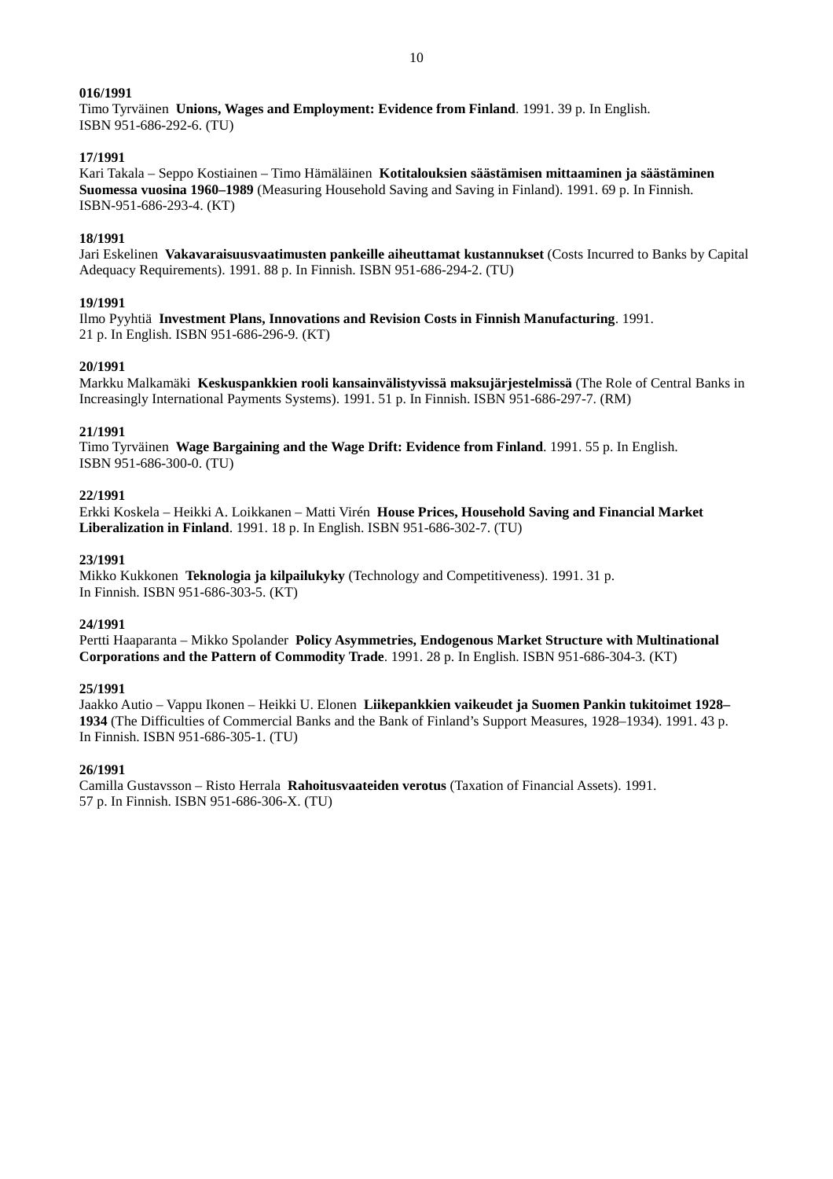**016/1991**
Timo Tyrväinen **Unions, Wages and Employment: Evidence from Finland**. 1991. 39 p. In English. ISBN 951-686-292-6. (TU)

**17/1991**
Kari Takala – Seppo Kostiainen – Timo Hämäläinen **Kotitalouksien säästämisen mittaaminen ja säästäminen Suomessa vuosina 1960–1989** (Measuring Household Saving and Saving in Finland). 1991. 69 p. In Finnish. ISBN-951-686-293-4. (KT)

**18/1991**
Jari Eskelinen **Vakavaraisuusvaatimusten pankeille aiheuttamat kustannukset** (Costs Incurred to Banks by Capital Adequacy Requirements). 1991. 88 p. In Finnish. ISBN 951-686-294-2. (TU)

**19/1991**
Ilmo Pyyhtiä **Investment Plans, Innovations and Revision Costs in Finnish Manufacturing**. 1991. 21 p. In English. ISBN 951-686-296-9. (KT)

**20/1991**
Markku Malkamäki **Keskuspankkien rooli kansainvälistyvissä maksujärjestelmissä** (The Role of Central Banks in Increasingly International Payments Systems). 1991. 51 p. In Finnish. ISBN 951-686-297-7. (RM)

**21/1991**
Timo Tyrväinen **Wage Bargaining and the Wage Drift: Evidence from Finland**. 1991. 55 p. In English. ISBN 951-686-300-0. (TU)

**22/1991**
Erkki Koskela – Heikki A. Loikkanen – Matti Virén **House Prices, Household Saving and Financial Market Liberalization in Finland**. 1991. 18 p. In English. ISBN 951-686-302-7. (TU)

**23/1991**
Mikko Kukkonen **Teknologia ja kilpailukyky** (Technology and Competitiveness). 1991. 31 p. In Finnish. ISBN 951-686-303-5. (KT)

**24/1991**
Pertti Haaparanta – Mikko Spolander **Policy Asymmetries, Endogenous Market Structure with Multinational Corporations and the Pattern of Commodity Trade**. 1991. 28 p. In English. ISBN 951-686-304-3. (KT)

**25/1991**
Jaakko Autio – Vappu Ikonen – Heikki U. Elonen **Liikepankkien vaikeudet ja Suomen Pankin tukitoimet 1928–1934** (The Difficulties of Commercial Banks and the Bank of Finland's Support Measures, 1928–1934). 1991. 43 p. In Finnish. ISBN 951-686-305-1. (TU)

**26/1991**
Camilla Gustavsson – Risto Herrala **Rahoitusvaateiden verotus** (Taxation of Financial Assets). 1991. 57 p. In Finnish. ISBN 951-686-306-X. (TU)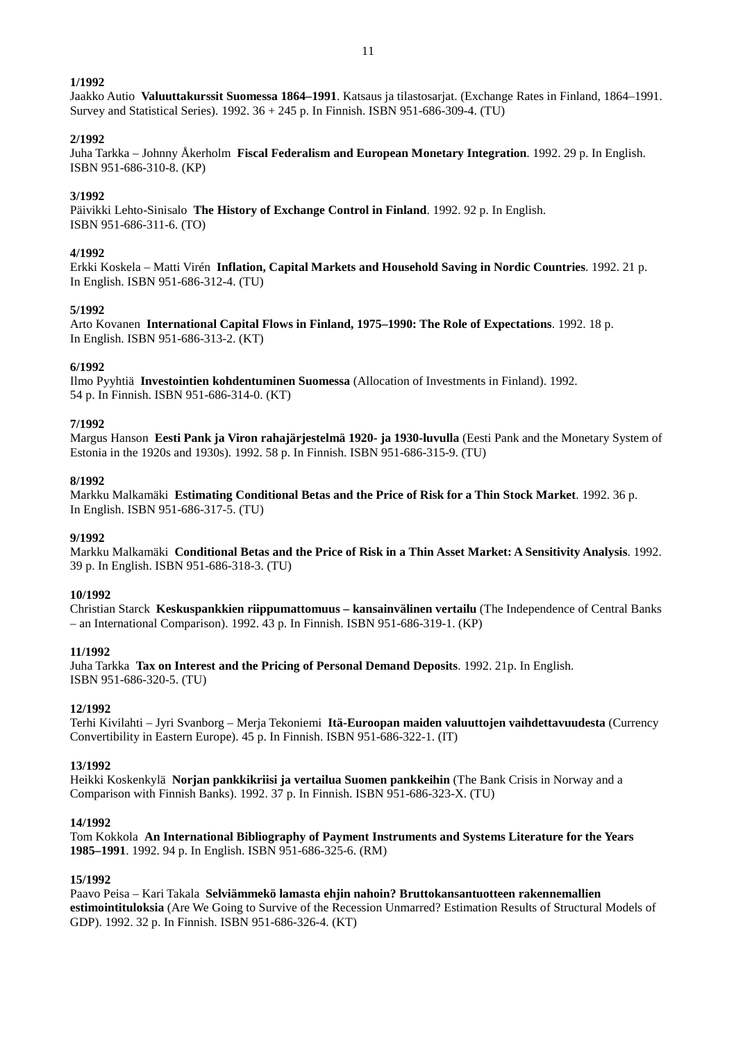**1/1992**
Jaakko Autio **Valuuttakurssit Suomessa 1864–1991**. Katsaus ja tilastosarjat. (Exchange Rates in Finland, 1864–1991. Survey and Statistical Series). 1992. 36 + 245 p. In Finnish. ISBN 951-686-309-4. (TU)

**2/1992**
Juha Tarkka – Johnny Åkerholm **Fiscal Federalism and European Monetary Integration**. 1992. 29 p. In English. ISBN 951-686-310-8. (KP)

**3/1992**
Päivikki Lehto-Sinisalo **The History of Exchange Control in Finland**. 1992. 92 p. In English. ISBN 951-686-311-6. (TO)

**4/1992**
Erkki Koskela – Matti Virén **Inflation, Capital Markets and Household Saving in Nordic Countries**. 1992. 21 p. In English. ISBN 951-686-312-4. (TU)

**5/1992**
Arto Kovanen **International Capital Flows in Finland, 1975–1990: The Role of Expectations**. 1992. 18 p. In English. ISBN 951-686-313-2. (KT)

**6/1992**
Ilmo Pyyhtiä **Investointien kohdentuminen Suomessa** (Allocation of Investments in Finland). 1992. 54 p. In Finnish. ISBN 951-686-314-0. (KT)

**7/1992**
Margus Hanson **Eesti Pank ja Viron rahajärjestelmä 1920- ja 1930-luvulla** (Eesti Pank and the Monetary System of Estonia in the 1920s and 1930s). 1992. 58 p. In Finnish. ISBN 951-686-315-9. (TU)

**8/1992**
Markku Malkamäki **Estimating Conditional Betas and the Price of Risk for a Thin Stock Market**. 1992. 36 p. In English. ISBN 951-686-317-5. (TU)

**9/1992**
Markku Malkamäki **Conditional Betas and the Price of Risk in a Thin Asset Market: A Sensitivity Analysis**. 1992. 39 p. In English. ISBN 951-686-318-3. (TU)

**10/1992**
Christian Starck **Keskuspankkien riippumattomuus – kansainvälinen vertailu** (The Independence of Central Banks – an International Comparison). 1992. 43 p. In Finnish. ISBN 951-686-319-1. (KP)

**11/1992**
Juha Tarkka **Tax on Interest and the Pricing of Personal Demand Deposits**. 1992. 21p. In English. ISBN 951-686-320-5. (TU)

**12/1992**
Terhi Kivilahti – Jyri Svanborg – Merja Tekoniemi **Itä-Euroopan maiden valuuttojen vaihdettavuudesta** (Currency Convertibility in Eastern Europe). 45 p. In Finnish. ISBN 951-686-322-1. (IT)

**13/1992**
Heikki Koskenkylä **Norjan pankkikriisi ja vertailua Suomen pankkeihin** (The Bank Crisis in Norway and a Comparison with Finnish Banks). 1992. 37 p. In Finnish. ISBN 951-686-323-X. (TU)

**14/1992**
Tom Kokkola **An International Bibliography of Payment Instruments and Systems Literature for the Years 1985–1991**. 1992. 94 p. In English. ISBN 951-686-325-6. (RM)

**15/1992**
Paavo Peisa – Kari Takala **Selviämmekö lamasta ehjin nahoin? Bruttokansantuotteen rakennemallien estimointituloksia** (Are We Going to Survive of the Recession Unmarred? Estimation Results of Structural Models of GDP). 1992. 32 p. In Finnish. ISBN 951-686-326-4. (KT)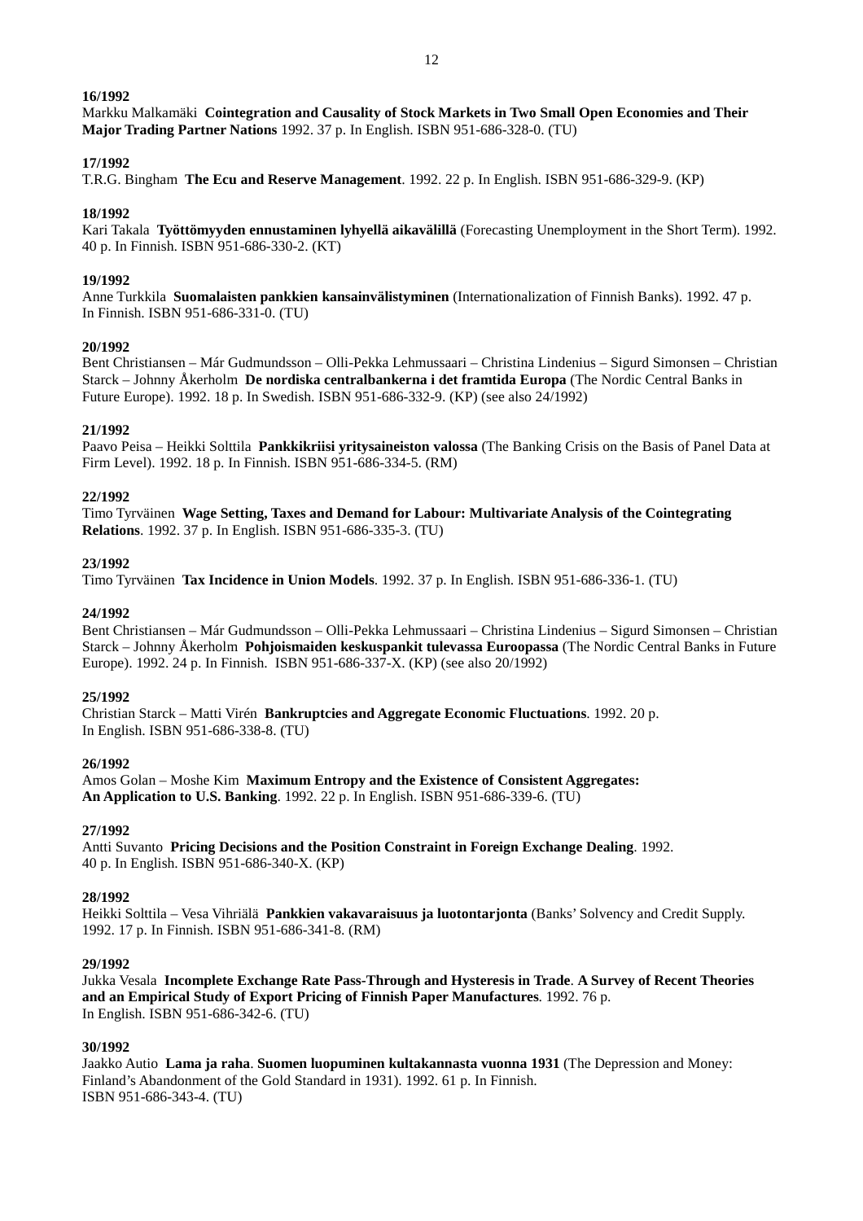**16/1992**
Markku Malkamäki **Cointegration and Causality of Stock Markets in Two Small Open Economies and Their Major Trading Partner Nations** 1992. 37 p. In English. ISBN 951-686-328-0. (TU)

**17/1992**
T.R.G. Bingham **The Ecu and Reserve Management**. 1992. 22 p. In English. ISBN 951-686-329-9. (KP)

**18/1992**
Kari Takala **Työttömyyden ennustaminen lyhyellä aikavälillä** (Forecasting Unemployment in the Short Term). 1992. 40 p. In Finnish. ISBN 951-686-330-2. (KT)

**19/1992**
Anne Turkkila **Suomalaisten pankkien kansainvälistyminen** (Internationalization of Finnish Banks). 1992. 47 p. In Finnish. ISBN 951-686-331-0. (TU)

**20/1992**
Bent Christiansen – Már Gudmundsson – Olli-Pekka Lehmussaari – Christina Lindenius – Sigurd Simonsen – Christian Starck – Johnny Åkerholm **De nordiska centralbankerna i det framtida Europa** (The Nordic Central Banks in Future Europe). 1992. 18 p. In Swedish. ISBN 951-686-332-9. (KP) (see also 24/1992)

**21/1992**
Paavo Peisa – Heikki Solttila **Pankkikriisi yritysaineiston valossa** (The Banking Crisis on the Basis of Panel Data at Firm Level). 1992. 18 p. In Finnish. ISBN 951-686-334-5. (RM)

**22/1992**
Timo Tyrväinen **Wage Setting, Taxes and Demand for Labour: Multivariate Analysis of the Cointegrating Relations**. 1992. 37 p. In English. ISBN 951-686-335-3. (TU)

**23/1992**
Timo Tyrväinen **Tax Incidence in Union Models**. 1992. 37 p. In English. ISBN 951-686-336-1. (TU)

**24/1992**
Bent Christiansen – Már Gudmundsson – Olli-Pekka Lehmussaari – Christina Lindenius – Sigurd Simonsen – Christian Starck – Johnny Åkerholm **Pohjoismaiden keskuspankit tulevassa Euroopassa** (The Nordic Central Banks in Future Europe). 1992. 24 p. In Finnish. ISBN 951-686-337-X. (KP) (see also 20/1992)

**25/1992**
Christian Starck – Matti Virén **Bankruptcies and Aggregate Economic Fluctuations**. 1992. 20 p. In English. ISBN 951-686-338-8. (TU)

**26/1992**
Amos Golan – Moshe Kim **Maximum Entropy and the Existence of Consistent Aggregates: An Application to U.S. Banking**. 1992. 22 p. In English. ISBN 951-686-339-6. (TU)

**27/1992**
Antti Suvanto **Pricing Decisions and the Position Constraint in Foreign Exchange Dealing**. 1992. 40 p. In English. ISBN 951-686-340-X. (KP)

**28/1992**
Heikki Solttila – Vesa Vihriälä **Pankkien vakavaraisuus ja luotontarjonta** (Banks' Solvency and Credit Supply. 1992. 17 p. In Finnish. ISBN 951-686-341-8. (RM)

**29/1992**
Jukka Vesala **Incomplete Exchange Rate Pass-Through and Hysteresis in Trade**. **A Survey of Recent Theories and an Empirical Study of Export Pricing of Finnish Paper Manufactures**. 1992. 76 p. In English. ISBN 951-686-342-6. (TU)

**30/1992**
Jaakko Autio **Lama ja raha**. **Suomen luopuminen kultakannasta vuonna 1931** (The Depression and Money: Finland's Abandonment of the Gold Standard in 1931). 1992. 61 p. In Finnish. ISBN 951-686-343-4. (TU)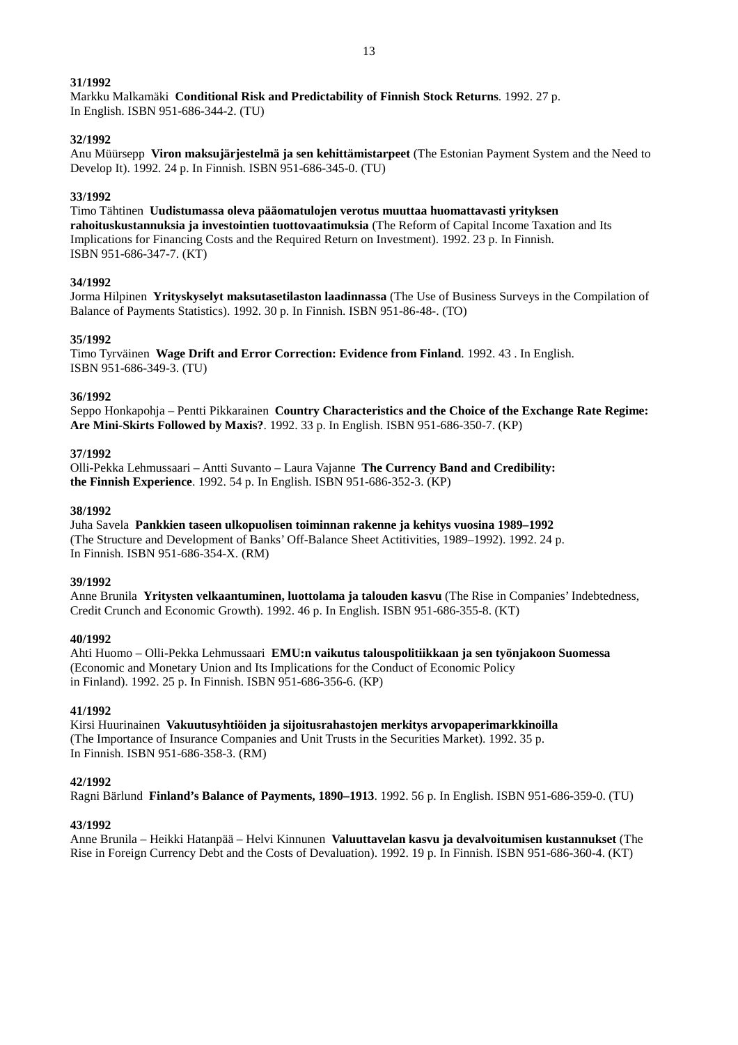**31/1992**
Markku Malkamäki **Conditional Risk and Predictability of Finnish Stock Returns**. 1992. 27 p.
In English. ISBN 951-686-344-2. (TU)

**32/1992**
Anu Müürsepp **Viron maksujärjestelmä ja sen kehittämistarpeet** (The Estonian Payment System and the Need to Develop It). 1992. 24 p. In Finnish. ISBN 951-686-345-0. (TU)

**33/1992**
Timo Tähtinen **Uudistumassa oleva pääomatulojen verotus muuttaa huomattavasti yrityksen rahoituskustannuksia ja investointien tuottovaatimuksia** (The Reform of Capital Income Taxation and Its Implications for Financing Costs and the Required Return on Investment). 1992. 23 p. In Finnish.
ISBN 951-686-347-7. (KT)

**34/1992**
Jorma Hilpinen **Yrityskyselyt maksutasetilaston laadinnassa** (The Use of Business Surveys in the Compilation of Balance of Payments Statistics). 1992. 30 p. In Finnish. ISBN 951-86-48-. (TO)

**35/1992**
Timo Tyrväinen **Wage Drift and Error Correction: Evidence from Finland**. 1992. 43 . In English.
ISBN 951-686-349-3. (TU)

**36/1992**
Seppo Honkapohja – Pentti Pikkarainen **Country Characteristics and the Choice of the Exchange Rate Regime: Are Mini-Skirts Followed by Maxis?**. 1992. 33 p. In English. ISBN 951-686-350-7. (KP)

**37/1992**
Olli-Pekka Lehmussaari – Antti Suvanto – Laura Vajanne **The Currency Band and Credibility: the Finnish Experience**. 1992. 54 p. In English. ISBN 951-686-352-3. (KP)

**38/1992**
Juha Savela **Pankkien taseen ulkopuolisen toiminnan rakenne ja kehitys vuosina 1989–1992** (The Structure and Development of Banks' Off-Balance Sheet Actitivities, 1989–1992). 1992. 24 p.
In Finnish. ISBN 951-686-354-X. (RM)

**39/1992**
Anne Brunila **Yritysten velkaantuminen, luottolama ja talouden kasvu** (The Rise in Companies' Indebtedness, Credit Crunch and Economic Growth). 1992. 46 p. In English. ISBN 951-686-355-8. (KT)

**40/1992**
Ahti Huomo – Olli-Pekka Lehmussaari **EMU:n vaikutus talouspolitiikkaan ja sen työnjakoon Suomessa** (Economic and Monetary Union and Its Implications for the Conduct of Economic Policy in Finland). 1992. 25 p. In Finnish. ISBN 951-686-356-6. (KP)

**41/1992**
Kirsi Huurinainen **Vakuutusyhtiöiden ja sijoitusrahastojen merkitys arvopaperimarkkinoilla** (The Importance of Insurance Companies and Unit Trusts in the Securities Market). 1992. 35 p.
In Finnish. ISBN 951-686-358-3. (RM)

**42/1992**
Ragni Bärlund **Finland's Balance of Payments, 1890–1913**. 1992. 56 p. In English. ISBN 951-686-359-0. (TU)

**43/1992**
Anne Brunila – Heikki Hatanpää – Helvi Kinnunen **Valuuttavelan kasvu ja devalvoitumisen kustannukset** (The Rise in Foreign Currency Debt and the Costs of Devaluation). 1992. 19 p. In Finnish. ISBN 951-686-360-4. (KT)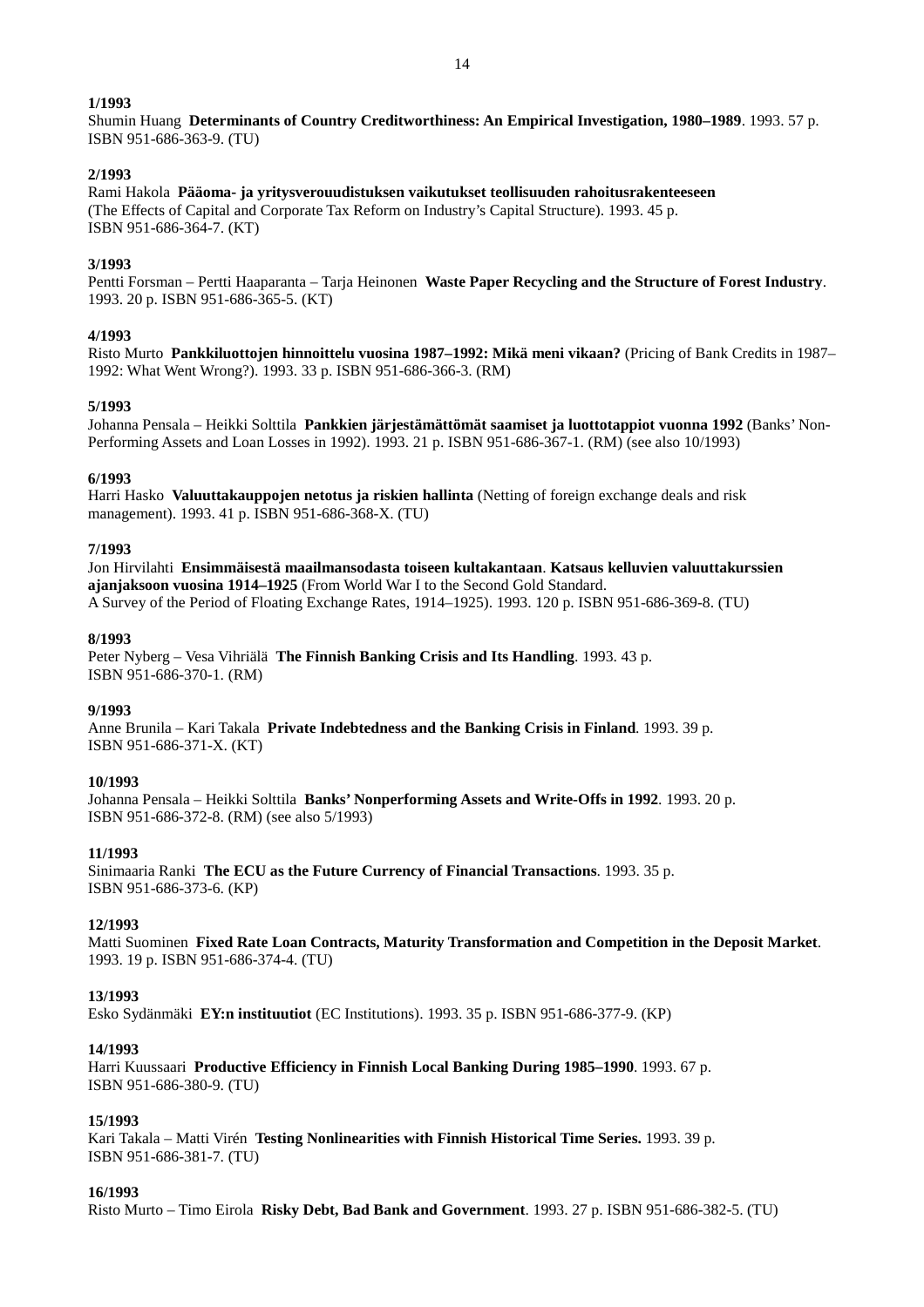**1/1993**
Shumin Huang **Determinants of Country Creditworthiness: An Empirical Investigation, 1980–1989**. 1993. 57 p. ISBN 951-686-363-9. (TU)

**2/1993**
Rami Hakola **Pääoma- ja yritysverouudistuksen vaikutukset teollisuuden rahoitusrakenteeseen** (The Effects of Capital and Corporate Tax Reform on Industry's Capital Structure). 1993. 45 p. ISBN 951-686-364-7. (KT)

**3/1993**
Pentti Forsman – Pertti Haaparanta – Tarja Heinonen **Waste Paper Recycling and the Structure of Forest Industry**. 1993. 20 p. ISBN 951-686-365-5. (KT)

**4/1993**
Risto Murto **Pankkiluottojen hinnoittelu vuosina 1987–1992: Mikä meni vikaan?** (Pricing of Bank Credits in 1987–1992: What Went Wrong?). 1993. 33 p. ISBN 951-686-366-3. (RM)

**5/1993**
Johanna Pensala – Heikki Solttila **Pankkien järjestämättömät saamiset ja luottotappiot vuonna 1992** (Banks' Non-Performing Assets and Loan Losses in 1992). 1993. 21 p. ISBN 951-686-367-1. (RM) (see also 10/1993)

**6/1993**
Harri Hasko **Valuuttakauppojen netotus ja riskien hallinta** (Netting of foreign exchange deals and risk management). 1993. 41 p. ISBN 951-686-368-X. (TU)

**7/1993**
Jon Hirvilahti **Ensimmäisestä maailmansodasta toiseen kultakantaan**. **Katsaus kelluvien valuuttakurssien ajanjaksoon vuosina 1914–1925** (From World War I to the Second Gold Standard. A Survey of the Period of Floating Exchange Rates, 1914–1925). 1993. 120 p. ISBN 951-686-369-8. (TU)

**8/1993**
Peter Nyberg – Vesa Vihriälä **The Finnish Banking Crisis and Its Handling**. 1993. 43 p. ISBN 951-686-370-1. (RM)

**9/1993**
Anne Brunila – Kari Takala **Private Indebtedness and the Banking Crisis in Finland**. 1993. 39 p. ISBN 951-686-371-X. (KT)

**10/1993**
Johanna Pensala – Heikki Solttila **Banks' Nonperforming Assets and Write-Offs in 1992**. 1993. 20 p. ISBN 951-686-372-8. (RM) (see also 5/1993)

**11/1993**
Sinimaaria Ranki **The ECU as the Future Currency of Financial Transactions**. 1993. 35 p. ISBN 951-686-373-6. (KP)

**12/1993**
Matti Suominen **Fixed Rate Loan Contracts, Maturity Transformation and Competition in the Deposit Market**. 1993. 19 p. ISBN 951-686-374-4. (TU)

**13/1993**
Esko Sydänmäki **EY:n instituutiot** (EC Institutions). 1993. 35 p. ISBN 951-686-377-9. (KP)

**14/1993**
Harri Kuussaari **Productive Efficiency in Finnish Local Banking During 1985–1990**. 1993. 67 p. ISBN 951-686-380-9. (TU)

**15/1993**
Kari Takala – Matti Virén **Testing Nonlinearities with Finnish Historical Time Series.** 1993. 39 p. ISBN 951-686-381-7. (TU)

**16/1993**
Risto Murto – Timo Eirola **Risky Debt, Bad Bank and Government**. 1993. 27 p. ISBN 951-686-382-5. (TU)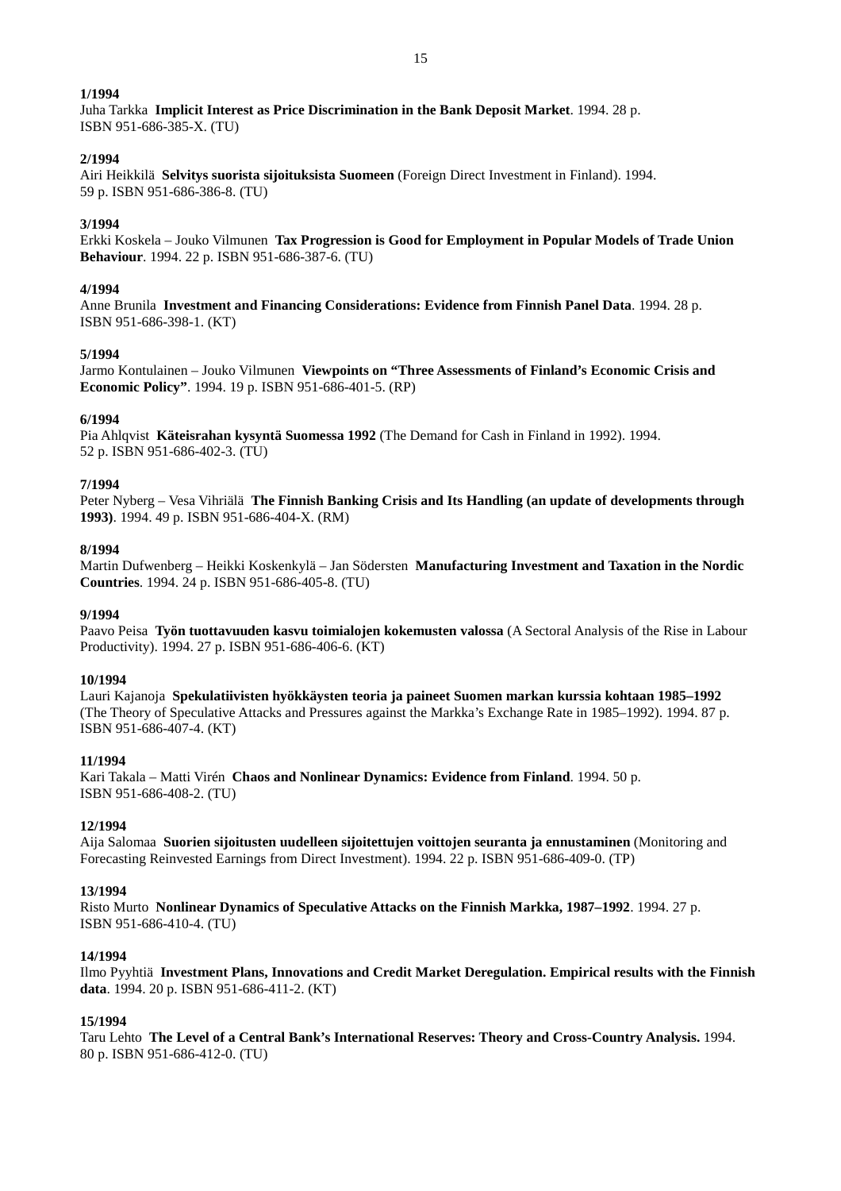**1/1994**
Juha Tarkka **Implicit Interest as Price Discrimination in the Bank Deposit Market**. 1994. 28 p.
ISBN 951-686-385-X. (TU)

**2/1994**
Airi Heikkilä **Selvitys suorista sijoituksista Suomeen** (Foreign Direct Investment in Finland). 1994.
59 p. ISBN 951-686-386-8. (TU)

**3/1994**
Erkki Koskela – Jouko Vilmunen **Tax Progression is Good for Employment in Popular Models of Trade Union Behaviour**. 1994. 22 p. ISBN 951-686-387-6. (TU)

**4/1994**
Anne Brunila **Investment and Financing Considerations: Evidence from Finnish Panel Data**. 1994. 28 p.
ISBN 951-686-398-1. (KT)

**5/1994**
Jarmo Kontulainen – Jouko Vilmunen **Viewpoints on "Three Assessments of Finland's Economic Crisis and Economic Policy"**. 1994. 19 p. ISBN 951-686-401-5. (RP)

**6/1994**
Pia Ahlqvist **Käteisrahan kysyntä Suomessa 1992** (The Demand for Cash in Finland in 1992). 1994.
52 p. ISBN 951-686-402-3. (TU)

**7/1994**
Peter Nyberg – Vesa Vihriälä **The Finnish Banking Crisis and Its Handling (an update of developments through 1993)**. 1994. 49 p. ISBN 951-686-404-X. (RM)

**8/1994**
Martin Dufwenberg – Heikki Koskenkylä – Jan Södersten **Manufacturing Investment and Taxation in the Nordic Countries**. 1994. 24 p. ISBN 951-686-405-8. (TU)

**9/1994**
Paavo Peisa **Työn tuottavuuden kasvu toimialojen kokemusten valossa** (A Sectoral Analysis of the Rise in Labour Productivity). 1994. 27 p. ISBN 951-686-406-6. (KT)

**10/1994**
Lauri Kajanoja **Spekulatiivisten hyökkäysten teoria ja paineet Suomen markan kurssia kohtaan 1985–1992** (The Theory of Speculative Attacks and Pressures against the Markka's Exchange Rate in 1985–1992). 1994. 87 p.
ISBN 951-686-407-4. (KT)

**11/1994**
Kari Takala – Matti Virén **Chaos and Nonlinear Dynamics: Evidence from Finland**. 1994. 50 p.
ISBN 951-686-408-2. (TU)

**12/1994**
Aija Salomaa **Suorien sijoitusten uudelleen sijoitettujen voittojen seuranta ja ennustaminen** (Monitoring and Forecasting Reinvested Earnings from Direct Investment). 1994. 22 p. ISBN 951-686-409-0. (TP)

**13/1994**
Risto Murto **Nonlinear Dynamics of Speculative Attacks on the Finnish Markka, 1987–1992**. 1994. 27 p.
ISBN 951-686-410-4. (TU)

**14/1994**
Ilmo Pyyhtiä **Investment Plans, Innovations and Credit Market Deregulation. Empirical results with the Finnish data**. 1994. 20 p. ISBN 951-686-411-2. (KT)

**15/1994**
Taru Lehto **The Level of a Central Bank's International Reserves: Theory and Cross-Country Analysis.** 1994.
80 p. ISBN 951-686-412-0. (TU)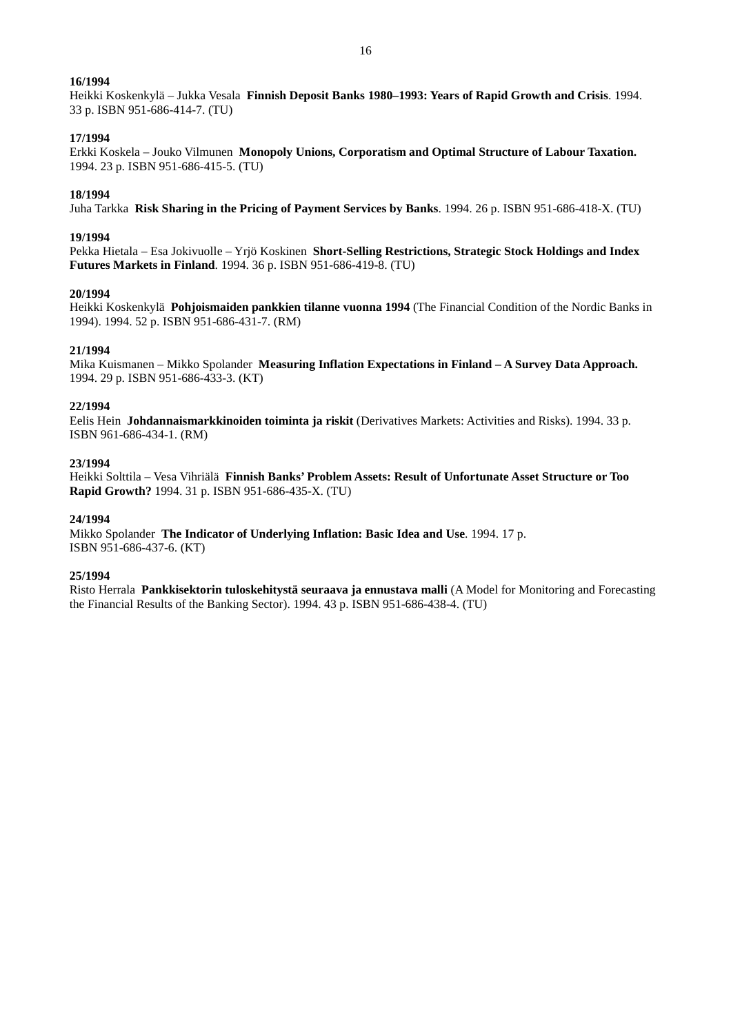**16/1994**
Heikki Koskenkylä – Jukka Vesala **Finnish Deposit Banks 1980–1993: Years of Rapid Growth and Crisis**. 1994. 33 p. ISBN 951-686-414-7. (TU)

**17/1994**
Erkki Koskela – Jouko Vilmunen **Monopoly Unions, Corporatism and Optimal Structure of Labour Taxation.** 1994. 23 p. ISBN 951-686-415-5. (TU)

**18/1994**
Juha Tarkka **Risk Sharing in the Pricing of Payment Services by Banks**. 1994. 26 p. ISBN 951-686-418-X. (TU)

**19/1994**
Pekka Hietala – Esa Jokivuolle – Yrjö Koskinen **Short-Selling Restrictions, Strategic Stock Holdings and Index Futures Markets in Finland**. 1994. 36 p. ISBN 951-686-419-8. (TU)

**20/1994**
Heikki Koskenkylä **Pohjoismaiden pankkien tilanne vuonna 1994** (The Financial Condition of the Nordic Banks in 1994). 1994. 52 p. ISBN 951-686-431-7. (RM)

**21/1994**
Mika Kuismanen – Mikko Spolander **Measuring Inflation Expectations in Finland – A Survey Data Approach.** 1994. 29 p. ISBN 951-686-433-3. (KT)

**22/1994**
Eelis Hein **Johdannaismarkkinoiden toiminta ja riskit** (Derivatives Markets: Activities and Risks). 1994. 33 p. ISBN 961-686-434-1. (RM)

**23/1994**
Heikki Solttila – Vesa Vihriälä **Finnish Banks' Problem Assets: Result of Unfortunate Asset Structure or Too Rapid Growth?** 1994. 31 p. ISBN 951-686-435-X. (TU)

**24/1994**
Mikko Spolander **The Indicator of Underlying Inflation: Basic Idea and Use**. 1994. 17 p. ISBN 951-686-437-6. (KT)

**25/1994**
Risto Herrala **Pankkisektorin tuloskehitystä seuraava ja ennustava malli** (A Model for Monitoring and Forecasting the Financial Results of the Banking Sector). 1994. 43 p. ISBN 951-686-438-4. (TU)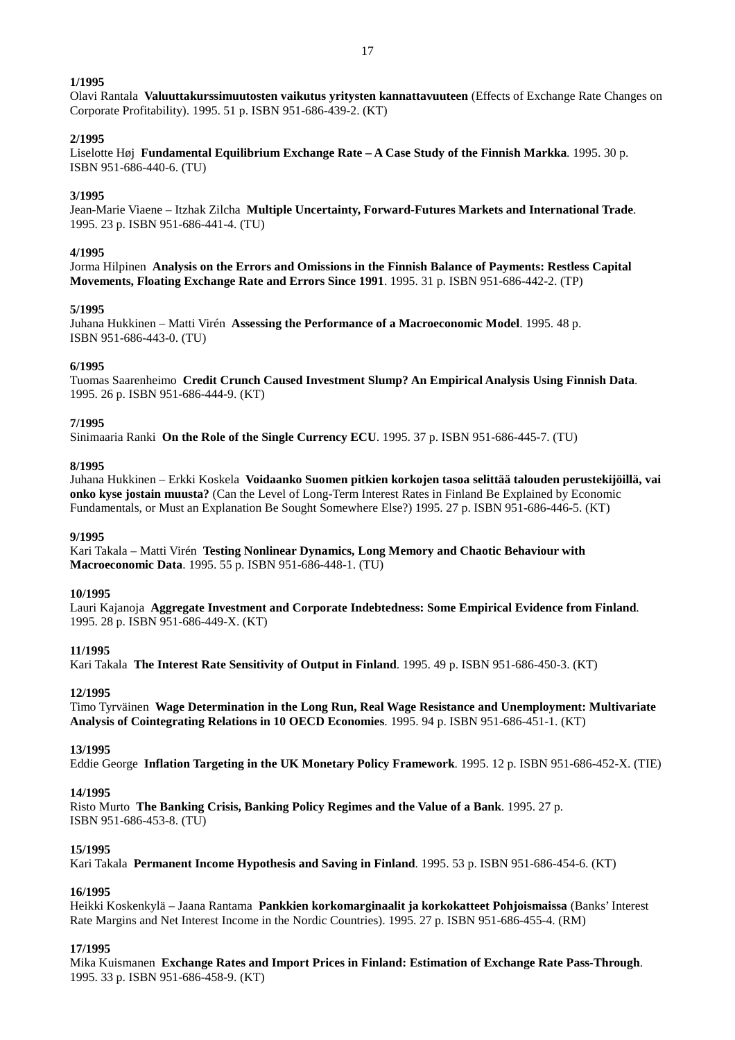**1/1995**
Olavi Rantala **Valuuttakurssimuutosten vaikutus yritysten kannattavuuteen** (Effects of Exchange Rate Changes on Corporate Profitability). 1995. 51 p. ISBN 951-686-439-2. (KT)

**2/1995**
Liselotte Høj **Fundamental Equilibrium Exchange Rate – A Case Study of the Finnish Markka**. 1995. 30 p. ISBN 951-686-440-6. (TU)

**3/1995**
Jean-Marie Viaene – Itzhak Zilcha **Multiple Uncertainty, Forward-Futures Markets and International Trade**. 1995. 23 p. ISBN 951-686-441-4. (TU)

**4/1995**
Jorma Hilpinen **Analysis on the Errors and Omissions in the Finnish Balance of Payments: Restless Capital Movements, Floating Exchange Rate and Errors Since 1991**. 1995. 31 p. ISBN 951-686-442-2. (TP)

**5/1995**
Juhana Hukkinen – Matti Virén **Assessing the Performance of a Macroeconomic Model**. 1995. 48 p. ISBN 951-686-443-0. (TU)

**6/1995**
Tuomas Saarenheimo **Credit Crunch Caused Investment Slump? An Empirical Analysis Using Finnish Data**. 1995. 26 p. ISBN 951-686-444-9. (KT)

**7/1995**
Sinimaaria Ranki **On the Role of the Single Currency ECU**. 1995. 37 p. ISBN 951-686-445-7. (TU)

**8/1995**
Juhana Hukkinen – Erkki Koskela **Voidaanko Suomen pitkien korkojen tasoa selittää talouden perustekijöillä, vai onko kyse jostain muusta?** (Can the Level of Long-Term Interest Rates in Finland Be Explained by Economic Fundamentals, or Must an Explanation Be Sought Somewhere Else?) 1995. 27 p. ISBN 951-686-446-5. (KT)

**9/1995**
Kari Takala – Matti Virén **Testing Nonlinear Dynamics, Long Memory and Chaotic Behaviour with Macroeconomic Data**. 1995. 55 p. ISBN 951-686-448-1. (TU)

**10/1995**
Lauri Kajanoja **Aggregate Investment and Corporate Indebtedness: Some Empirical Evidence from Finland**. 1995. 28 p. ISBN 951-686-449-X. (KT)

**11/1995**
Kari Takala **The Interest Rate Sensitivity of Output in Finland**. 1995. 49 p. ISBN 951-686-450-3. (KT)

**12/1995**
Timo Tyrväinen **Wage Determination in the Long Run, Real Wage Resistance and Unemployment: Multivariate Analysis of Cointegrating Relations in 10 OECD Economies**. 1995. 94 p. ISBN 951-686-451-1. (KT)

**13/1995**
Eddie George **Inflation Targeting in the UK Monetary Policy Framework**. 1995. 12 p. ISBN 951-686-452-X. (TIE)

**14/1995**
Risto Murto **The Banking Crisis, Banking Policy Regimes and the Value of a Bank**. 1995. 27 p. ISBN 951-686-453-8. (TU)

**15/1995**
Kari Takala **Permanent Income Hypothesis and Saving in Finland**. 1995. 53 p. ISBN 951-686-454-6. (KT)

**16/1995**
Heikki Koskenkylä – Jaana Rantama **Pankkien korkomarginaalit ja korkokatteet Pohjoismaissa** (Banks' Interest Rate Margins and Net Interest Income in the Nordic Countries). 1995. 27 p. ISBN 951-686-455-4. (RM)

**17/1995**
Mika Kuismanen **Exchange Rates and Import Prices in Finland: Estimation of Exchange Rate Pass-Through**. 1995. 33 p. ISBN 951-686-458-9. (KT)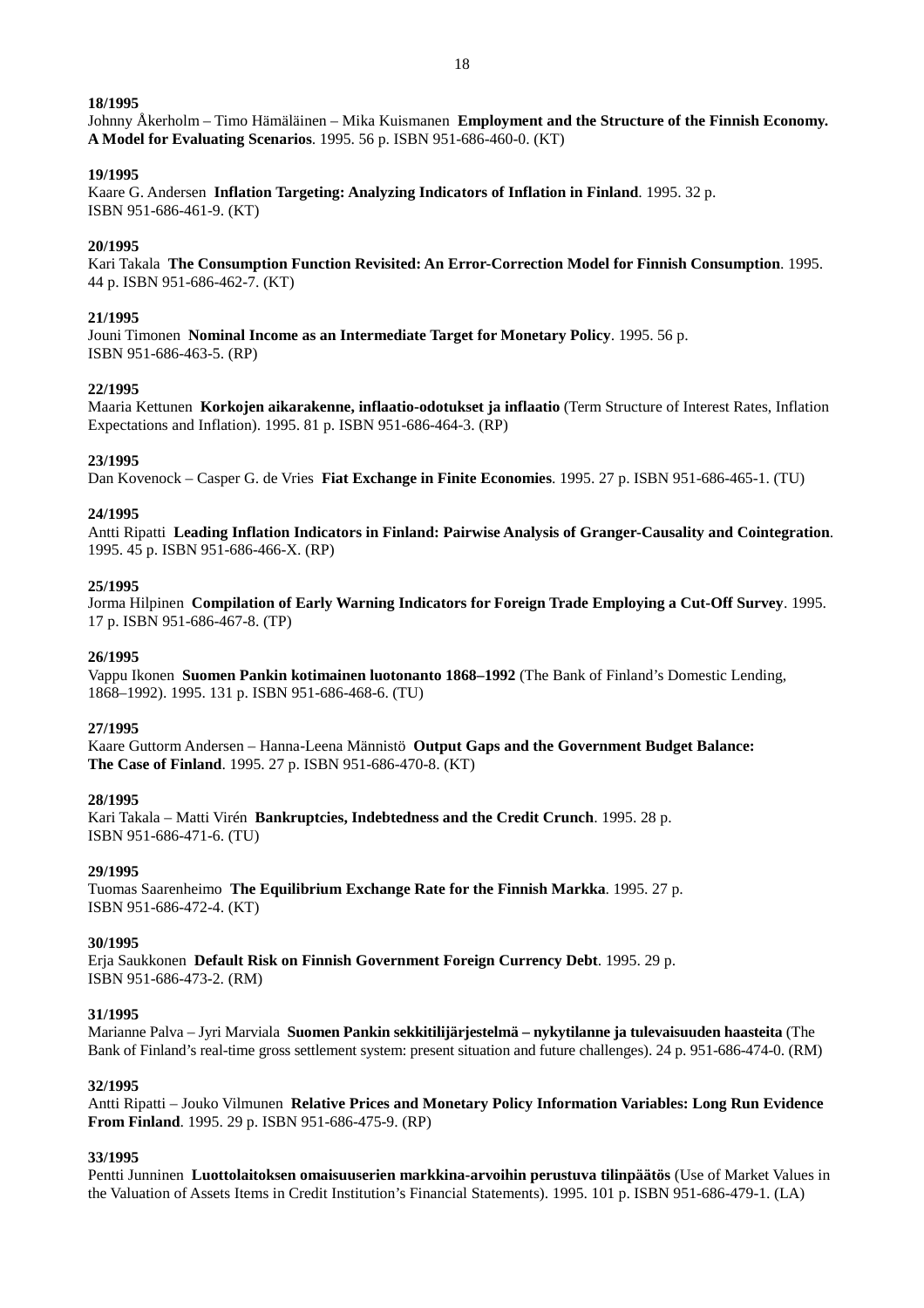**18/1995**
Johnny Åkerholm – Timo Hämäläinen – Mika Kuismanen **Employment and the Structure of the Finnish Economy. A Model for Evaluating Scenarios**. 1995. 56 p. ISBN 951-686-460-0. (KT)

**19/1995**
Kaare G. Andersen **Inflation Targeting: Analyzing Indicators of Inflation in Finland**. 1995. 32 p. ISBN 951-686-461-9. (KT)

**20/1995**
Kari Takala **The Consumption Function Revisited: An Error-Correction Model for Finnish Consumption**. 1995. 44 p. ISBN 951-686-462-7. (KT)

**21/1995**
Jouni Timonen **Nominal Income as an Intermediate Target for Monetary Policy**. 1995. 56 p. ISBN 951-686-463-5. (RP)

**22/1995**
Maaria Kettunen **Korkojen aikarakenne, inflaatio-odotukset ja inflaatio** (Term Structure of Interest Rates, Inflation Expectations and Inflation). 1995. 81 p. ISBN 951-686-464-3. (RP)

**23/1995**
Dan Kovenock – Casper G. de Vries **Fiat Exchange in Finite Economies**. 1995. 27 p. ISBN 951-686-465-1. (TU)

**24/1995**
Antti Ripatti **Leading Inflation Indicators in Finland: Pairwise Analysis of Granger-Causality and Cointegration**. 1995. 45 p. ISBN 951-686-466-X. (RP)

**25/1995**
Jorma Hilpinen **Compilation of Early Warning Indicators for Foreign Trade Employing a Cut-Off Survey**. 1995. 17 p. ISBN 951-686-467-8. (TP)

**26/1995**
Vappu Ikonen **Suomen Pankin kotimainen luotonanto 1868–1992** (The Bank of Finland's Domestic Lending, 1868–1992). 1995. 131 p. ISBN 951-686-468-6. (TU)

**27/1995**
Kaare Guttorm Andersen – Hanna-Leena Männistö **Output Gaps and the Government Budget Balance: The Case of Finland**. 1995. 27 p. ISBN 951-686-470-8. (KT)

**28/1995**
Kari Takala – Matti Virén **Bankruptcies, Indebtedness and the Credit Crunch**. 1995. 28 p. ISBN 951-686-471-6. (TU)

**29/1995**
Tuomas Saarenheimo **The Equilibrium Exchange Rate for the Finnish Markka**. 1995. 27 p. ISBN 951-686-472-4. (KT)

**30/1995**
Erja Saukkonen **Default Risk on Finnish Government Foreign Currency Debt**. 1995. 29 p. ISBN 951-686-473-2. (RM)

**31/1995**
Marianne Palva – Jyri Marviala **Suomen Pankin sekkitilijärjestelmä – nykytilanne ja tulevaisuuden haasteita** (The Bank of Finland's real-time gross settlement system: present situation and future challenges). 24 p. 951-686-474-0. (RM)

**32/1995**
Antti Ripatti – Jouko Vilmunen **Relative Prices and Monetary Policy Information Variables: Long Run Evidence From Finland**. 1995. 29 p. ISBN 951-686-475-9. (RP)

**33/1995**
Pentti Junninen **Luottolaitoksen omaisuuserien markkina-arvoihin perustuva tilinpäätös** (Use of Market Values in the Valuation of Assets Items in Credit Institution's Financial Statements). 1995. 101 p. ISBN 951-686-479-1. (LA)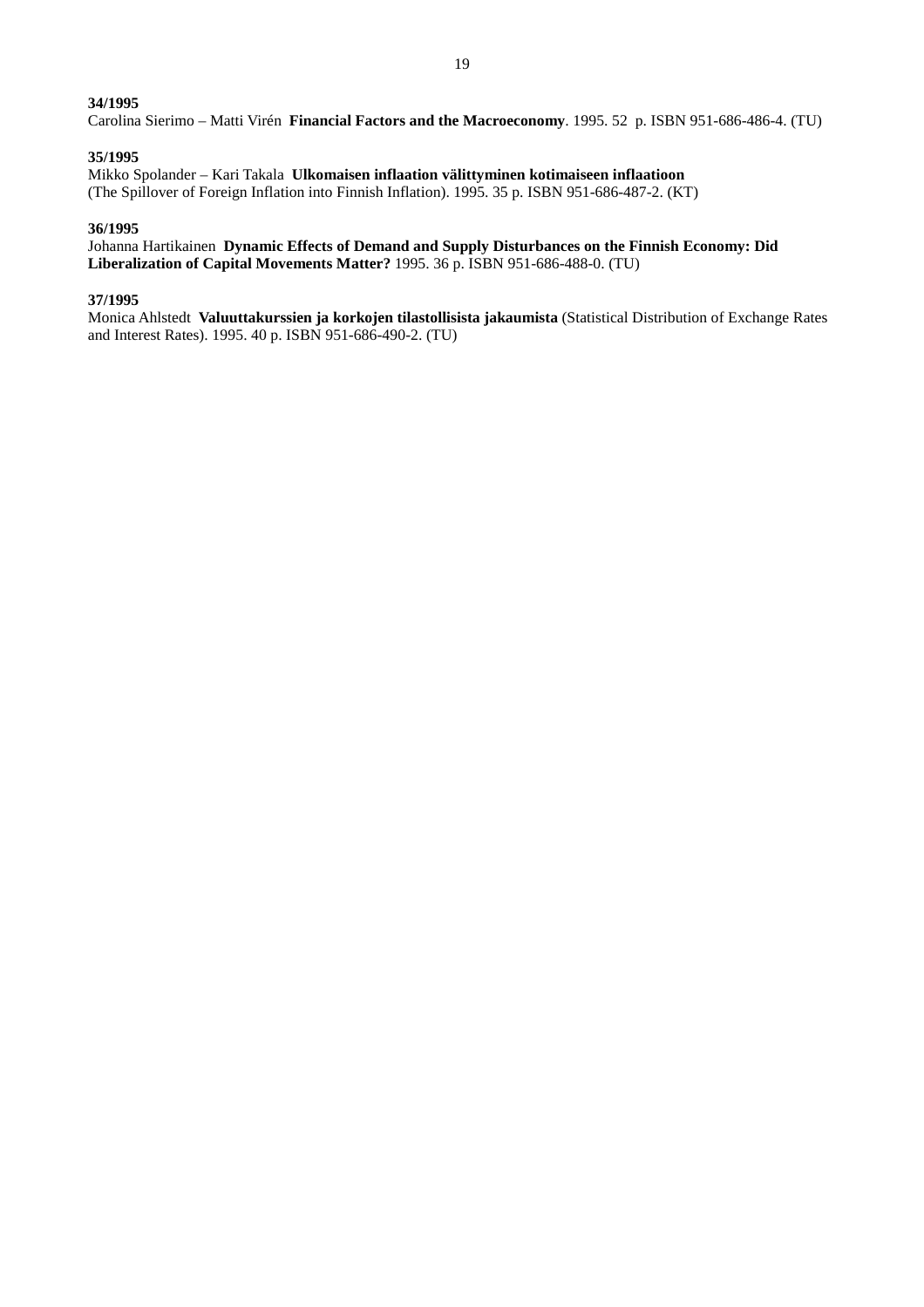**34/1995**
Carolina Sierimo – Matti Virén **Financial Factors and the Macroeconomy**. 1995. 52 p. ISBN 951-686-486-4. (TU)

**35/1995**
Mikko Spolander – Kari Takala **Ulkomaisen inflaation välittyminen kotimaiseen inflaatioon** (The Spillover of Foreign Inflation into Finnish Inflation). 1995. 35 p. ISBN 951-686-487-2. (KT)

**36/1995**
Johanna Hartikainen **Dynamic Effects of Demand and Supply Disturbances on the Finnish Economy: Did Liberalization of Capital Movements Matter?** 1995. 36 p. ISBN 951-686-488-0. (TU)

**37/1995**
Monica Ahlstedt **Valuuttakurssien ja korkojen tilastollisista jakaumista** (Statistical Distribution of Exchange Rates and Interest Rates). 1995. 40 p. ISBN 951-686-490-2. (TU)